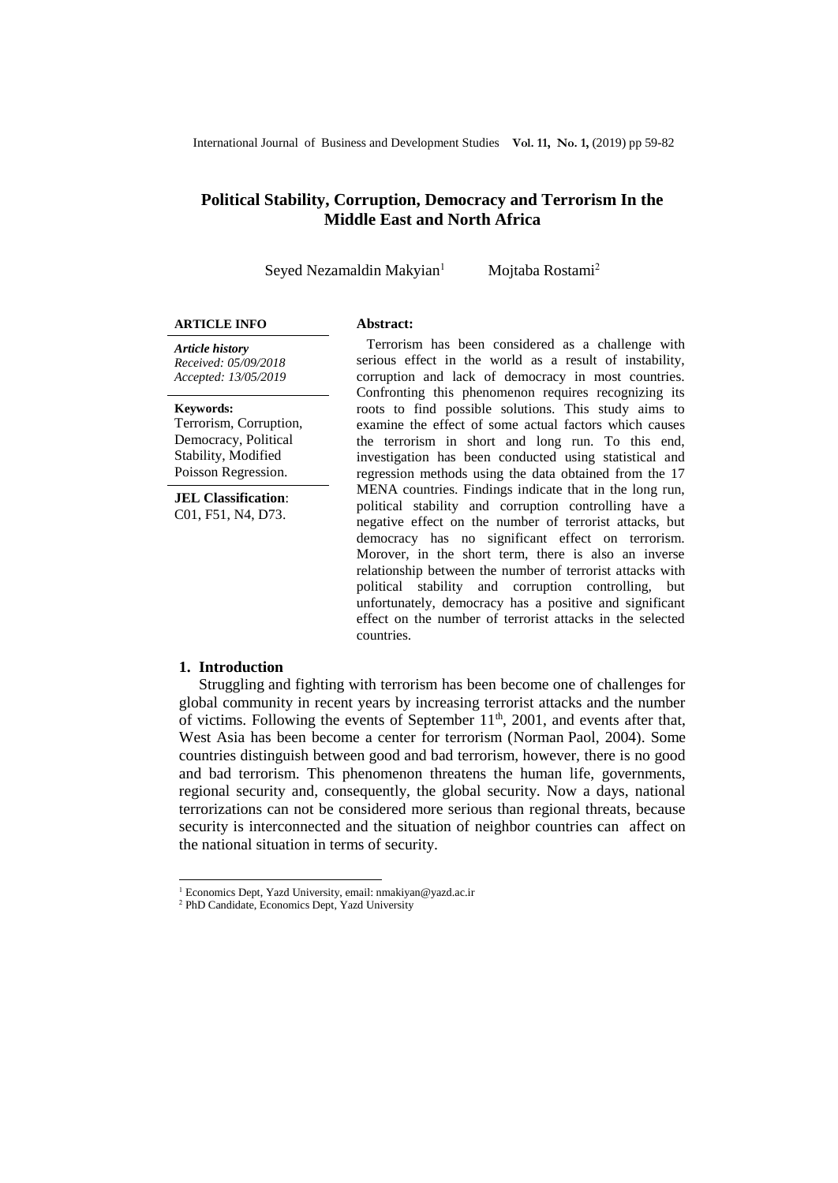# Political Stability, Corruption, Democracy and Terrorism In the Middle East and North Africa

Seyed Nezamaldin Makyian[1] Mojtaba Rostami[2]

**ARTICLE INFO**

*Article history*
*Received: 05/09/2018*
*Accepted: 13/05/2019*

**Keywords:**
Terrorism, Corruption, Democracy, Political Stability, Modified Poisson Regression.

**JEL Classification**:
C01, F51, N4, D73.

**Abstract:**

Terrorism has been considered as a challenge with serious effect in the world as a result of instability, corruption and lack of democracy in most countries. Confronting this phenomenon requires recognizing its roots to find possible solutions. This study aims to examine the effect of some actual factors which causes the terrorism in short and long run. To this end, investigation has been conducted using statistical and regression methods using the data obtained from the 17 MENA countries. Findings indicate that in the long run, political stability and corruption controlling have a negative effect on the number of terrorist attacks, but democracy has no significant effect on terrorism. Morover, in the short term, there is also an inverse relationship between the number of terrorist attacks with political stability and corruption controlling, but unfortunately, democracy has a positive and significant effect on the number of terrorist attacks in the selected countries.

## 1. Introduction

Struggling and fighting with terrorism has been become one of challenges for global community in recent years by increasing terrorist attacks and the number of victims. Following the events of September 11$^{th}$, 2001, and events after that, West Asia has been become a center for terrorism (Norman Paol, 2004). Some countries distinguish between good and bad terrorism, however, there is no good and bad terrorism. This phenomenon threatens the human life, governments, regional security and, consequently, the global security. Now a days, national terrorizations can not be considered more serious than regional threats, because security is interconnected and the situation of neighbor countries can affect on the national situation in terms of security.

---

[1] Economics Dept, Yazd University, email: nmakiyan@yazd.ac.ir

[2] PhD Candidate, Economics Dept, Yazd University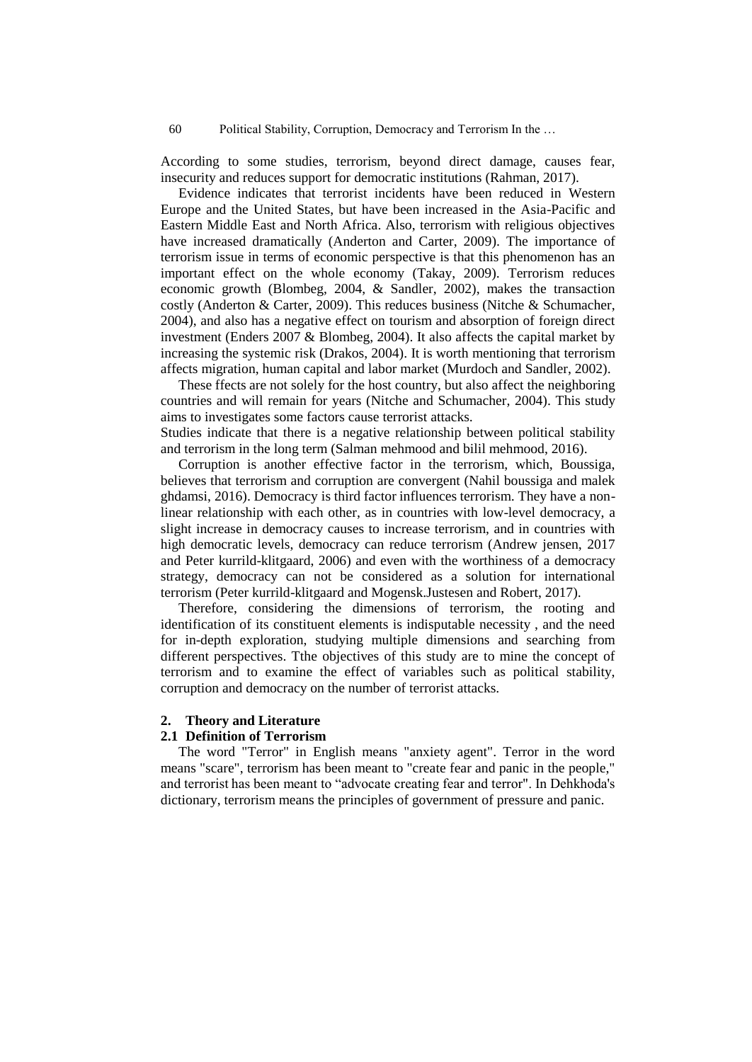According to some studies, terrorism, beyond direct damage, causes fear, insecurity and reduces support for democratic institutions (Rahman, 2017).

Evidence indicates that terrorist incidents have been reduced in Western Europe and the United States, but have been increased in the Asia-Pacific and Eastern Middle East and North Africa. Also, terrorism with religious objectives have increased dramatically (Anderton and Carter, 2009). The importance of terrorism issue in terms of economic perspective is that this phenomenon has an important effect on the whole economy (Takay, 2009). Terrorism reduces economic growth (Blombeg, 2004, & Sandler, 2002), makes the transaction costly (Anderton & Carter, 2009). This reduces business (Nitche & Schumacher, 2004), and also has a negative effect on tourism and absorption of foreign direct investment (Enders 2007 & Blombeg, 2004). It also affects the capital market by increasing the systemic risk (Drakos, 2004). It is worth mentioning that terrorism affects migration, human capital and labor market (Murdoch and Sandler, 2002).

These ffects are not solely for the host country, but also affect the neighboring countries and will remain for years (Nitche and Schumacher, 2004). This study aims to investigates some factors cause terrorist attacks.

Studies indicate that there is a negative relationship between political stability and terrorism in the long term (Salman mehmood and bilil mehmood, 2016).

Corruption is another effective factor in the terrorism, which, Boussiga, believes that terrorism and corruption are convergent (Nahil boussiga and malek ghdamsi, 2016). Democracy is third factor influences terrorism. They have a non-linear relationship with each other, as in countries with low-level democracy, a slight increase in democracy causes to increase terrorism, and in countries with high democratic levels, democracy can reduce terrorism (Andrew jensen, 2017 and Peter kurrild-klitgaard, 2006) and even with the worthiness of a democracy strategy, democracy can not be considered as a solution for international terrorism (Peter kurrild-klitgaard and Mogensk.Justesen and Robert, 2017).

Therefore, considering the dimensions of terrorism, the rooting and identification of its constituent elements is indisputable necessity , and the need for in-depth exploration, studying multiple dimensions and searching from different perspectives. Tthe objectives of this study are to mine the concept of terrorism and to examine the effect of variables such as political stability, corruption and democracy on the number of terrorist attacks.

## 2. Theory and Literature

### 2.1 Definition of Terrorism

The word "Terror" in English means "anxiety agent". Terror in the word means "scare", terrorism has been meant to "create fear and panic in the people," and terrorist has been meant to "advocate creating fear and terror". In Dehkhoda's dictionary, terrorism means the principles of government of pressure and panic.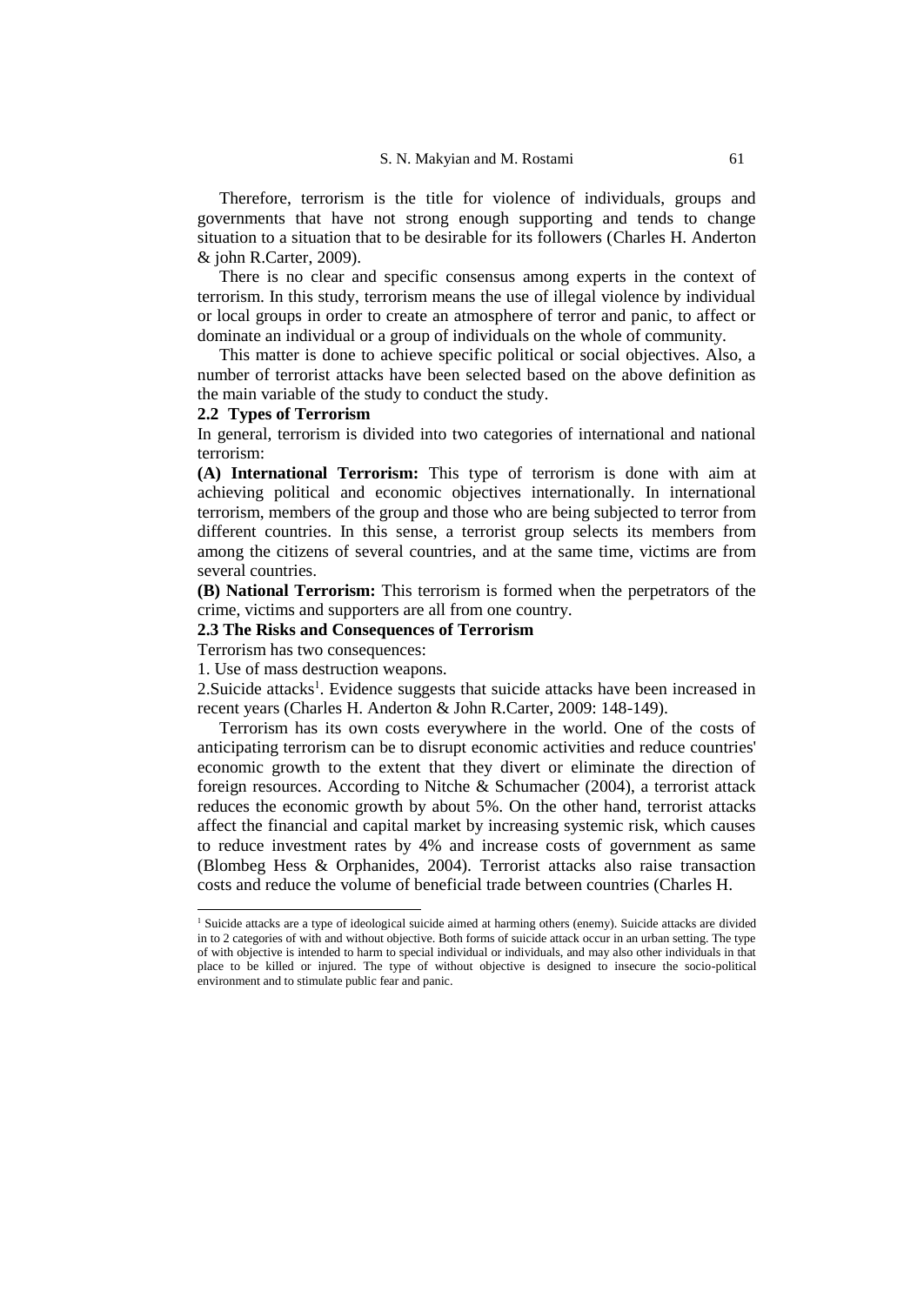Therefore, terrorism is the title for violence of individuals, groups and governments that have not strong enough supporting and tends to change situation to a situation that to be desirable for its followers (Charles H. Anderton & john R.Carter, 2009).

There is no clear and specific consensus among experts in the context of terrorism. In this study, terrorism means the use of illegal violence by individual or local groups in order to create an atmosphere of terror and panic, to affect or dominate an individual or a group of individuals on the whole of community.

This matter is done to achieve specific political or social objectives. Also, a number of terrorist attacks have been selected based on the above definition as the main variable of the study to conduct the study.

### 2.2 Types of Terrorism

In general, terrorism is divided into two categories of international and national terrorism:

**(A) International Terrorism:** This type of terrorism is done with aim at achieving political and economic objectives internationally. In international terrorism, members of the group and those who are being subjected to terror from different countries. In this sense, a terrorist group selects its members from among the citizens of several countries, and at the same time, victims are from several countries.

**(B) National Terrorism:** This terrorism is formed when the perpetrators of the crime, victims and supporters are all from one country.

### 2.3 The Risks and Consequences of Terrorism

Terrorism has two consequences:

1. Use of mass destruction weapons.

2.Suicide attacks[1]. Evidence suggests that suicide attacks have been increased in recent years (Charles H. Anderton & John R.Carter, 2009: 148-149).

Terrorism has its own costs everywhere in the world. One of the costs of anticipating terrorism can be to disrupt economic activities and reduce countries' economic growth to the extent that they divert or eliminate the direction of foreign resources. According to Nitche & Schumacher (2004), a terrorist attack reduces the economic growth by about 5%. On the other hand, terrorist attacks affect the financial and capital market by increasing systemic risk, which causes to reduce investment rates by 4% and increase costs of government as same (Blombeg Hess & Orphanides, 2004). Terrorist attacks also raise transaction costs and reduce the volume of beneficial trade between countries (Charles H.

[1] Suicide attacks are a type of ideological suicide aimed at harming others (enemy). Suicide attacks are divided in to 2 categories of with and without objective. Both forms of suicide attack occur in an urban setting. The type of with objective is intended to harm to special individual or individuals, and may also other individuals in that place to be killed or injured. The type of without objective is designed to insecure the socio-political environment and to stimulate public fear and panic.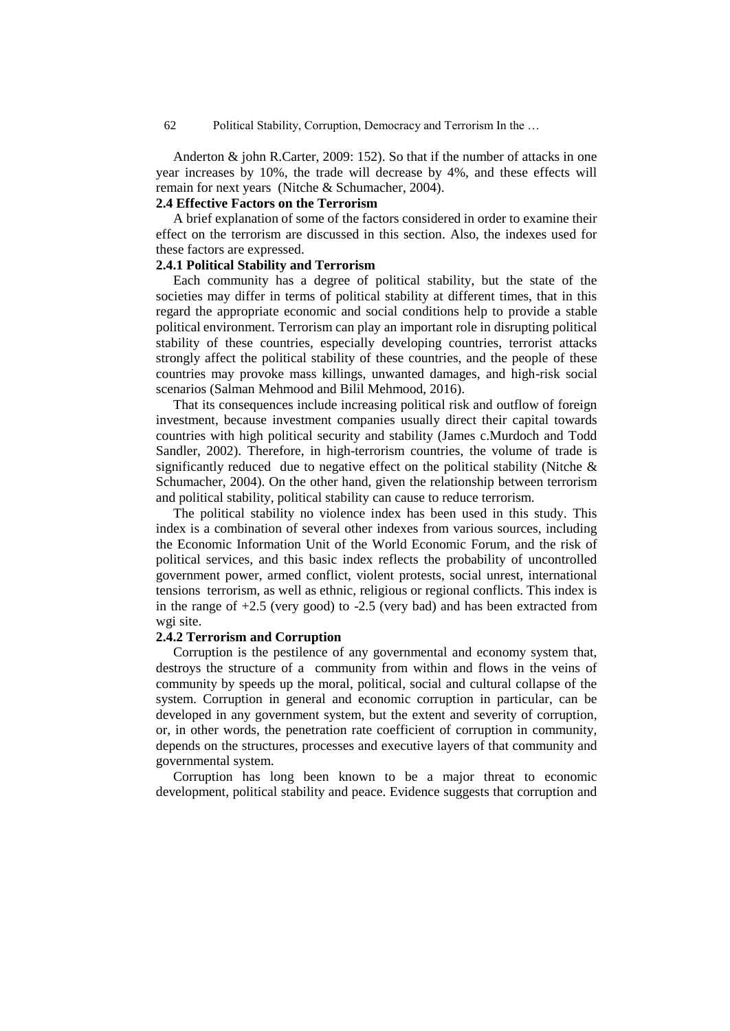Anderton & john R.Carter, 2009: 152). So that if the number of attacks in one year increases by 10%, the trade will decrease by 4%, and these effects will remain for next years (Nitche & Schumacher, 2004).

### 2.4 Effective Factors on the Terrorism

A brief explanation of some of the factors considered in order to examine their effect on the terrorism are discussed in this section. Also, the indexes used for these factors are expressed.

#### 2.4.1 Political Stability and Terrorism

Each community has a degree of political stability, but the state of the societies may differ in terms of political stability at different times, that in this regard the appropriate economic and social conditions help to provide a stable political environment. Terrorism can play an important role in disrupting political stability of these countries, especially developing countries, terrorist attacks strongly affect the political stability of these countries, and the people of these countries may provoke mass killings, unwanted damages, and high-risk social scenarios (Salman Mehmood and Bilil Mehmood, 2016).

That its consequences include increasing political risk and outflow of foreign investment, because investment companies usually direct their capital towards countries with high political security and stability (James c.Murdoch and Todd Sandler, 2002). Therefore, in high-terrorism countries, the volume of trade is significantly reduced due to negative effect on the political stability (Nitche & Schumacher, 2004). On the other hand, given the relationship between terrorism and political stability, political stability can cause to reduce terrorism.

The political stability no violence index has been used in this study. This index is a combination of several other indexes from various sources, including the Economic Information Unit of the World Economic Forum, and the risk of political services, and this basic index reflects the probability of uncontrolled government power, armed conflict, violent protests, social unrest, international tensions terrorism, as well as ethnic, religious or regional conflicts. This index is in the range of +2.5 (very good) to -2.5 (very bad) and has been extracted from wgi site.

#### 2.4.2 Terrorism and Corruption

Corruption is the pestilence of any governmental and economy system that, destroys the structure of a community from within and flows in the veins of community by speeds up the moral, political, social and cultural collapse of the system. Corruption in general and economic corruption in particular, can be developed in any government system, but the extent and severity of corruption, or, in other words, the penetration rate coefficient of corruption in community, depends on the structures, processes and executive layers of that community and governmental system.

Corruption has long been known to be a major threat to economic development, political stability and peace. Evidence suggests that corruption and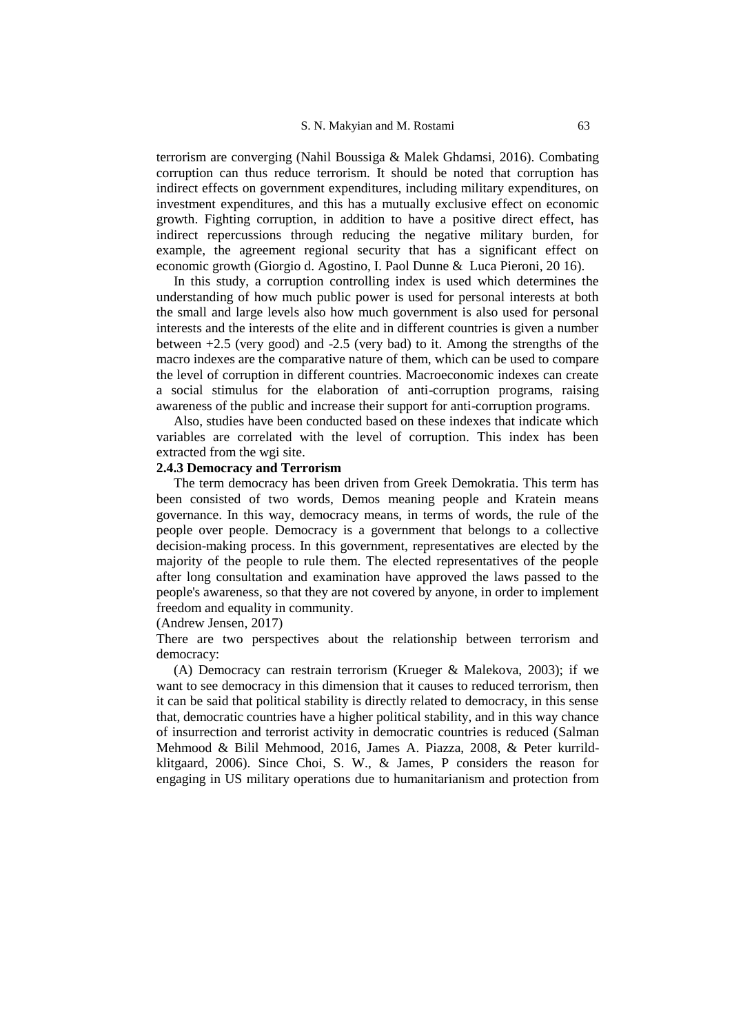terrorism are converging (Nahil Boussiga & Malek Ghdamsi, 2016). Combating corruption can thus reduce terrorism. It should be noted that corruption has indirect effects on government expenditures, including military expenditures, on investment expenditures, and this has a mutually exclusive effect on economic growth. Fighting corruption, in addition to have a positive direct effect, has indirect repercussions through reducing the negative military burden, for example, the agreement regional security that has a significant effect on economic growth (Giorgio d. Agostino, I. Paol Dunne & Luca Pieroni, 20 16).

In this study, a corruption controlling index is used which determines the understanding of how much public power is used for personal interests at both the small and large levels also how much government is also used for personal interests and the interests of the elite and in different countries is given a number between +2.5 (very good) and -2.5 (very bad) to it. Among the strengths of the macro indexes are the comparative nature of them, which can be used to compare the level of corruption in different countries. Macroeconomic indexes can create a social stimulus for the elaboration of anti-corruption programs, raising awareness of the public and increase their support for anti-corruption programs.

Also, studies have been conducted based on these indexes that indicate which variables are correlated with the level of corruption. This index has been extracted from the wgi site.

**2.4.3 Democracy and Terrorism**

The term democracy has been driven from Greek Demokratia. This term has been consisted of two words, Demos meaning people and Kratein means governance. In this way, democracy means, in terms of words, the rule of the people over people. Democracy is a government that belongs to a collective decision-making process. In this government, representatives are elected by the majority of the people to rule them. The elected representatives of the people after long consultation and examination have approved the laws passed to the people's awareness, so that they are not covered by anyone, in order to implement freedom and equality in community.

(Andrew Jensen, 2017)

There are two perspectives about the relationship between terrorism and democracy:

(A) Democracy can restrain terrorism (Krueger & Malekova, 2003); if we want to see democracy in this dimension that it causes to reduced terrorism, then it can be said that political stability is directly related to democracy, in this sense that, democratic countries have a higher political stability, and in this way chance of insurrection and terrorist activity in democratic countries is reduced (Salman Mehmood & Bilil Mehmood, 2016, James A. Piazza, 2008, & Peter kurrild-klitgaard, 2006). Since Choi, S. W., & James, P considers the reason for engaging in US military operations due to humanitarianism and protection from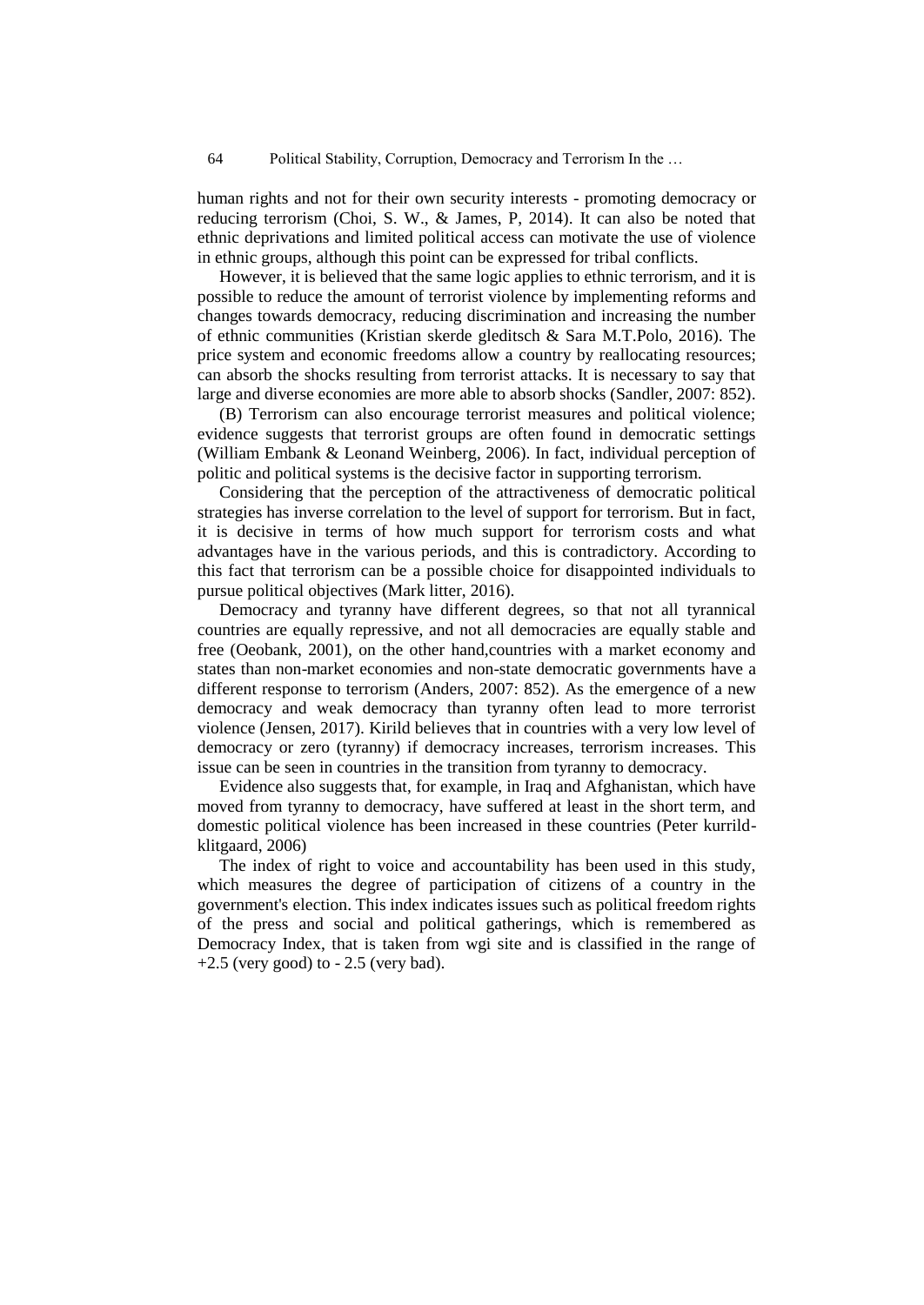human rights and not for their own security interests - promoting democracy or reducing terrorism (Choi, S. W., & James, P, 2014). It can also be noted that ethnic deprivations and limited political access can motivate the use of violence in ethnic groups, although this point can be expressed for tribal conflicts.

However, it is believed that the same logic applies to ethnic terrorism, and it is possible to reduce the amount of terrorist violence by implementing reforms and changes towards democracy, reducing discrimination and increasing the number of ethnic communities (Kristian skerde gleditsch & Sara M.T.Polo, 2016). The price system and economic freedoms allow a country by reallocating resources; can absorb the shocks resulting from terrorist attacks. It is necessary to say that large and diverse economies are more able to absorb shocks (Sandler, 2007: 852).

(B) Terrorism can also encourage terrorist measures and political violence; evidence suggests that terrorist groups are often found in democratic settings (William Embank & Leonand Weinberg, 2006). In fact, individual perception of politic and political systems is the decisive factor in supporting terrorism.

Considering that the perception of the attractiveness of democratic political strategies has inverse correlation to the level of support for terrorism. But in fact, it is decisive in terms of how much support for terrorism costs and what advantages have in the various periods, and this is contradictory. According to this fact that terrorism can be a possible choice for disappointed individuals to pursue political objectives (Mark litter, 2016).

Democracy and tyranny have different degrees, so that not all tyrannical countries are equally repressive, and not all democracies are equally stable and free (Oeobank, 2001), on the other hand,countries with a market economy and states than non-market economies and non-state democratic governments have a different response to terrorism (Anders, 2007: 852). As the emergence of a new democracy and weak democracy than tyranny often lead to more terrorist violence (Jensen, 2017). Kirild believes that in countries with a very low level of democracy or zero (tyranny) if democracy increases, terrorism increases. This issue can be seen in countries in the transition from tyranny to democracy.

Evidence also suggests that, for example, in Iraq and Afghanistan, which have moved from tyranny to democracy, have suffered at least in the short term, and domestic political violence has been increased in these countries (Peter kurrild-klitgaard, 2006)

The index of right to voice and accountability has been used in this study, which measures the degree of participation of citizens of a country in the government's election. This index indicates issues such as political freedom rights of the press and social and political gatherings, which is remembered as Democracy Index, that is taken from wgi site and is classified in the range of +2.5 (very good) to - 2.5 (very bad).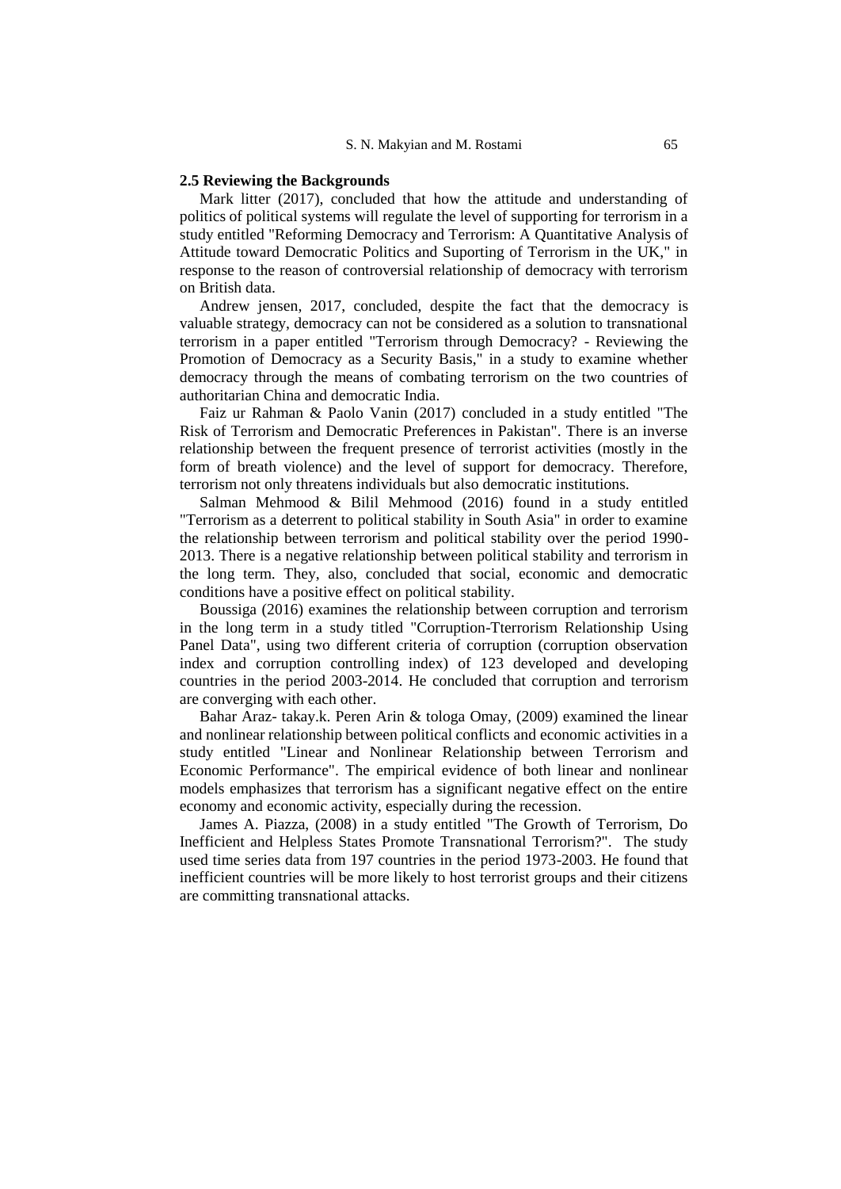**2.5 Reviewing the Backgrounds**

Mark litter (2017), concluded that how the attitude and understanding of politics of political systems will regulate the level of supporting for terrorism in a study entitled "Reforming Democracy and Terrorism: A Quantitative Analysis of Attitude toward Democratic Politics and Suporting of Terrorism in the UK," in response to the reason of controversial relationship of democracy with terrorism on British data.

Andrew jensen, 2017, concluded, despite the fact that the democracy is valuable strategy, democracy can not be considered as a solution to transnational terrorism in a paper entitled "Terrorism through Democracy? - Reviewing the Promotion of Democracy as a Security Basis," in a study to examine whether democracy through the means of combating terrorism on the two countries of authoritarian China and democratic India.

Faiz ur Rahman & Paolo Vanin (2017) concluded in a study entitled "The Risk of Terrorism and Democratic Preferences in Pakistan". There is an inverse relationship between the frequent presence of terrorist activities (mostly in the form of breath violence) and the level of support for democracy. Therefore, terrorism not only threatens individuals but also democratic institutions.

Salman Mehmood & Bilil Mehmood (2016) found in a study entitled "Terrorism as a deterrent to political stability in South Asia" in order to examine the relationship between terrorism and political stability over the period 1990-2013. There is a negative relationship between political stability and terrorism in the long term. They, also, concluded that social, economic and democratic conditions have a positive effect on political stability.

Boussiga (2016) examines the relationship between corruption and terrorism in the long term in a study titled "Corruption-Tterrorism Relationship Using Panel Data", using two different criteria of corruption (corruption observation index and corruption controlling index) of 123 developed and developing countries in the period 2003-2014. He concluded that corruption and terrorism are converging with each other.

Bahar Araz- takay.k. Peren Arin & tologa Omay, (2009) examined the linear and nonlinear relationship between political conflicts and economic activities in a study entitled "Linear and Nonlinear Relationship between Terrorism and Economic Performance". The empirical evidence of both linear and nonlinear models emphasizes that terrorism has a significant negative effect on the entire economy and economic activity, especially during the recession.

James A. Piazza, (2008) in a study entitled "The Growth of Terrorism, Do Inefficient and Helpless States Promote Transnational Terrorism?". The study used time series data from 197 countries in the period 1973-2003. He found that inefficient countries will be more likely to host terrorist groups and their citizens are committing transnational attacks.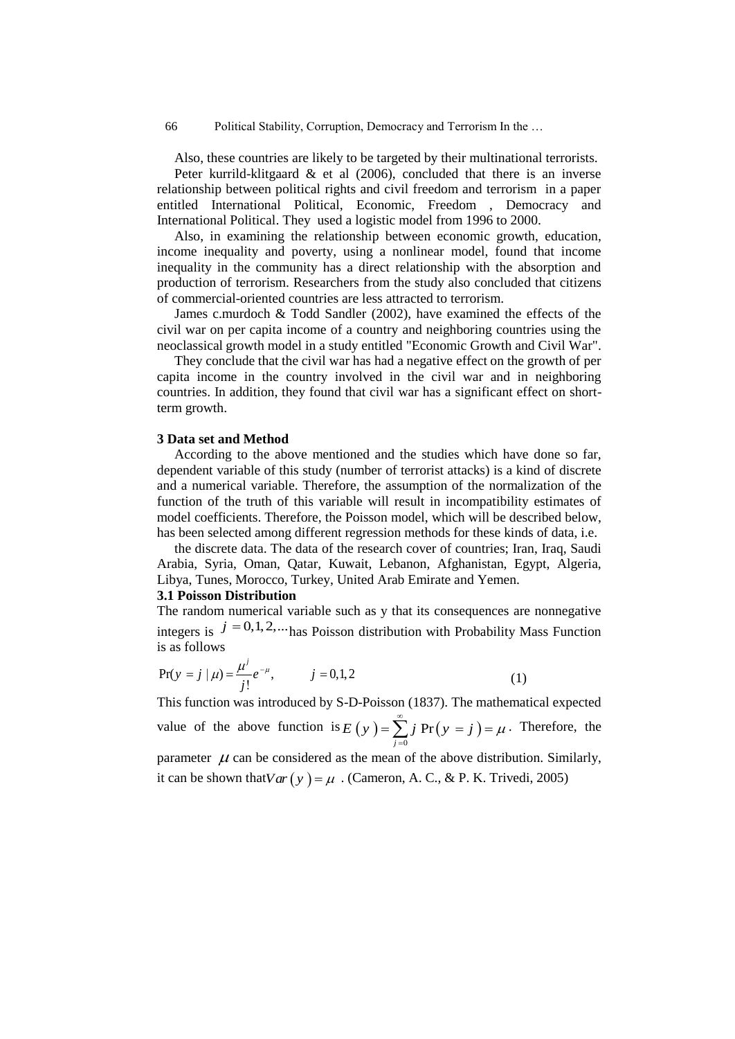Also, these countries are likely to be targeted by their multinational terrorists.

Peter kurrild-klitgaard & et al (2006), concluded that there is an inverse relationship between political rights and civil freedom and terrorism in a paper entitled International Political, Economic, Freedom , Democracy and International Political. They used a logistic model from 1996 to 2000.

Also, in examining the relationship between economic growth, education, income inequality and poverty, using a nonlinear model, found that income inequality in the community has a direct relationship with the absorption and production of terrorism. Researchers from the study also concluded that citizens of commercial-oriented countries are less attracted to terrorism.

James c.murdoch & Todd Sandler (2002), have examined the effects of the civil war on per capita income of a country and neighboring countries using the neoclassical growth model in a study entitled "Economic Growth and Civil War".

They conclude that the civil war has had a negative effect on the growth of per capita income in the country involved in the civil war and in neighboring countries. In addition, they found that civil war has a significant effect on short-term growth.

### 3 Data set and Method

According to the above mentioned and the studies which have done so far, dependent variable of this study (number of terrorist attacks) is a kind of discrete and a numerical variable. Therefore, the assumption of the normalization of the function of the truth of this variable will result in incompatibility estimates of model coefficients. Therefore, the Poisson model, which will be described below, has been selected among different regression methods for these kinds of data, i.e.

the discrete data. The data of the research cover of countries; Iran, Iraq, Saudi Arabia, Syria, Oman, Qatar, Kuwait, Lebanon, Afghanistan, Egypt, Algeria, Libya, Tunes, Morocco, Turkey, United Arab Emirate and Yemen.

### 3.1 Poisson Distribution

The random numerical variable such as y that its consequences are nonnegative integers is $j = 0,1,2,\ldots$ has Poisson distribution with Probability Mass Function is as follows

$$\Pr(y = j \mid \mu) = \frac{\mu^{j}}{j!} e^{-\mu}, \qquad j = 0,1,2 \tag{1}$$

This function was introduced by S-D-Poisson (1837). The mathematical expected value of the above function is $E(y) = \sum_{j=0}^{\infty} j \Pr(y = j) = \mu$. Therefore, the parameter $\mu$ can be considered as the mean of the above distribution. Similarly, it can be shown that $Var(y) = \mu$ . (Cameron, A. C., & P. K. Trivedi, 2005)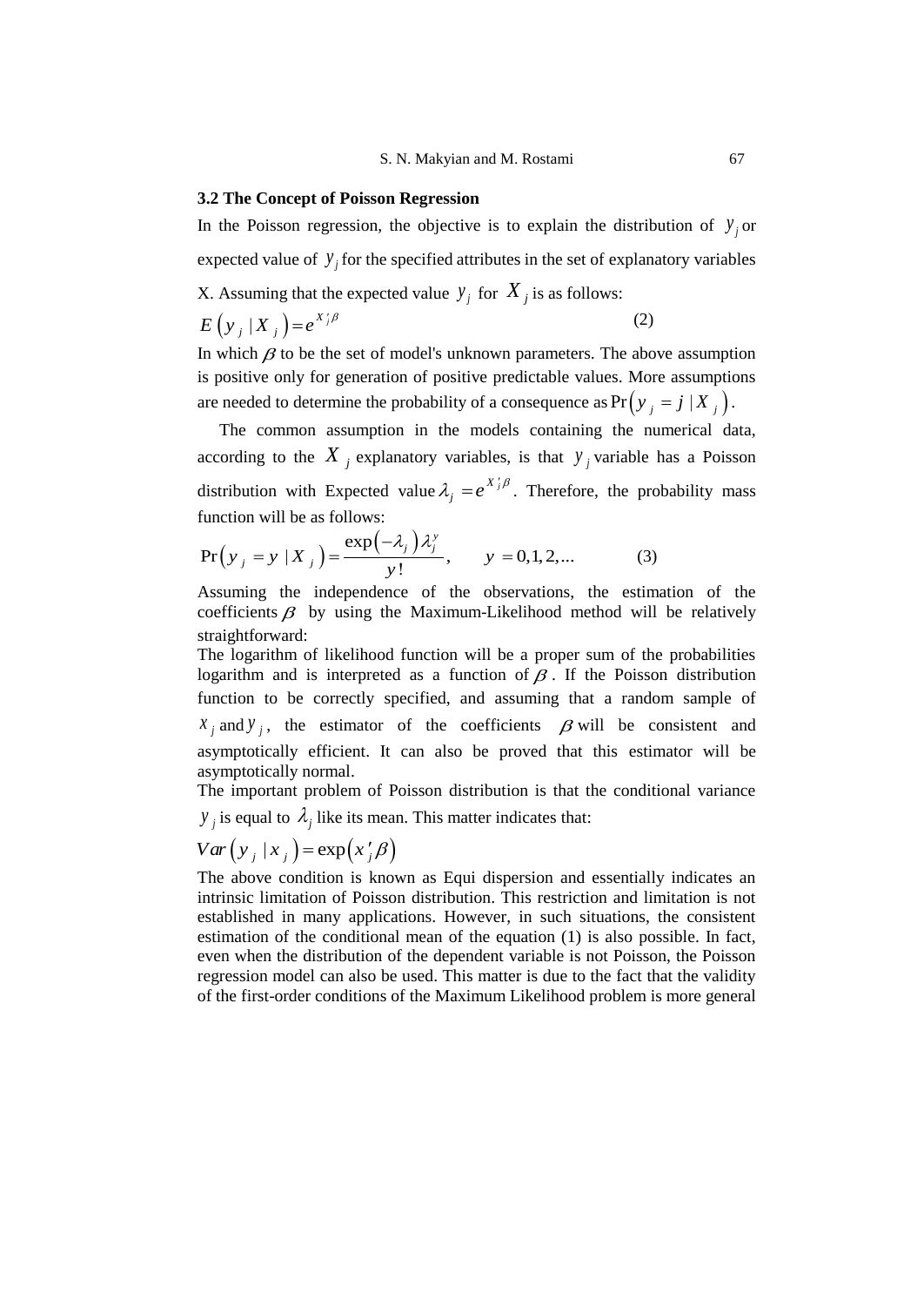### 3.2 The Concept of Poisson Regression

In the Poisson regression, the objective is to explain the distribution of $y_j$ or expected value of $y_j$ for the specified attributes in the set of explanatory variables X. Assuming that the expected value $y_j$ for $X_j$ is as follows:

$$E\left(y_j \mid X_j\right) = e^{X'_j \beta} \tag{2}$$

In which $\beta$ to be the set of model's unknown parameters. The above assumption is positive only for generation of positive predictable values. More assumptions are needed to determine the probability of a consequence as $\Pr\left(y_j = j \mid X_j\right)$.

The common assumption in the models containing the numerical data, according to the $X_j$ explanatory variables, is that $y_j$ variable has a Poisson distribution with Expected value $\lambda_j = e^{X'_j \beta}$. Therefore, the probability mass function will be as follows:

$$\Pr\left(y_j = y \mid X_j\right) = \frac{\exp\left(-\lambda_j\right)\lambda_j^y}{y!}, \qquad y = 0,1,2,... \tag{3}$$

Assuming the independence of the observations, the estimation of the coefficients $\beta$ by using the Maximum-Likelihood method will be relatively straightforward:

The logarithm of likelihood function will be a proper sum of the probabilities logarithm and is interpreted as a function of $\beta$. If the Poisson distribution function to be correctly specified, and assuming that a random sample of $x_j$ and $y_j$, the estimator of the coefficients $\beta$ will be consistent and asymptotically efficient. It can also be proved that this estimator will be asymptotically normal.

The important problem of Poisson distribution is that the conditional variance $y_j$ is equal to $\lambda_j$ like its mean. This matter indicates that:

$$Var\left(y_j \mid x_j\right) = \exp\left(x'_j \beta\right)$$

The above condition is known as Equi dispersion and essentially indicates an intrinsic limitation of Poisson distribution. This restriction and limitation is not established in many applications. However, in such situations, the consistent estimation of the conditional mean of the equation (1) is also possible. In fact, even when the distribution of the dependent variable is not Poisson, the Poisson regression model can also be used. This matter is due to the fact that the validity of the first-order conditions of the Maximum Likelihood problem is more general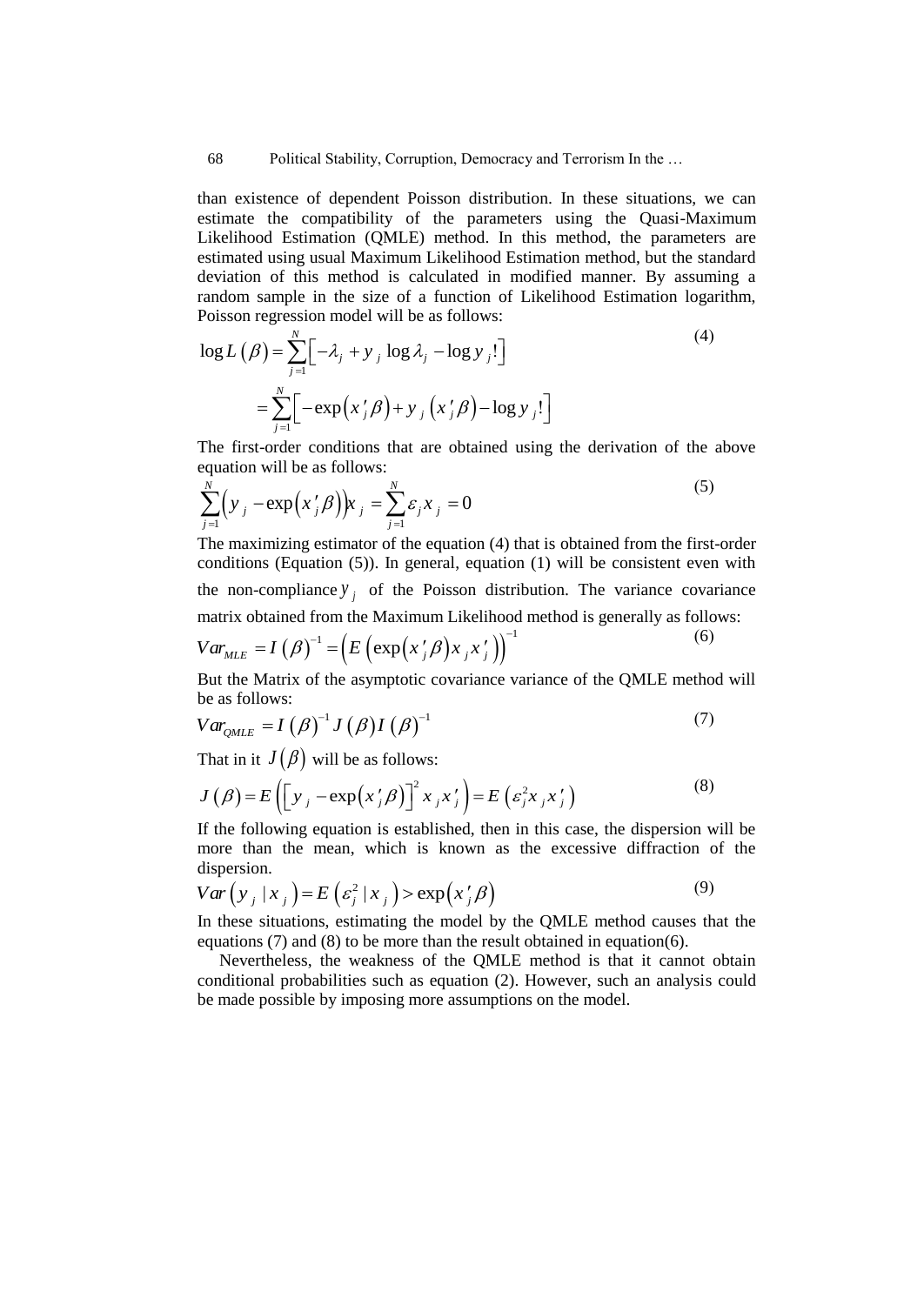than existence of dependent Poisson distribution. In these situations, we can estimate the compatibility of the parameters using the Quasi-Maximum Likelihood Estimation (QMLE) method. In this method, the parameters are estimated using usual Maximum Likelihood Estimation method, but the standard deviation of this method is calculated in modified manner. By assuming a random sample in the size of a function of Likelihood Estimation logarithm, Poisson regression model will be as follows:

$$\log L(\beta) = \sum_{j=1}^{N} \left[ -\lambda_j + y_j \log \lambda_j - \log y_j! \right] \tag{4}$$

$$= \sum_{j=1}^{N} \left[ -\exp\left(x'_j \beta\right) + y_j \left(x'_j \beta\right) - \log y_j! \right]$$

The first-order conditions that are obtained using the derivation of the above equation will be as follows:

$$\sum_{j=1}^{N} \left( y_j - \exp\left(x'_j \beta\right) \right) x_j = \sum_{j=1}^{N} \varepsilon_j x_j = 0 \tag{5}$$

The maximizing estimator of the equation (4) that is obtained from the first-order conditions (Equation (5)). In general, equation (1) will be consistent even with the non-compliance $y_j$ of the Poisson distribution. The variance covariance matrix obtained from the Maximum Likelihood method is generally as follows:

$$Var_{MLE} = I(\beta)^{-1} = \left( E\left( \exp\left(x'_j \beta\right) x_j x'_j \right) \right)^{-1} \tag{6}$$

But the Matrix of the asymptotic covariance variance of the QMLE method will be as follows:

$$Var_{QMLE} = I(\beta)^{-1} J(\beta) I(\beta)^{-1} \tag{7}$$

That in it $J(\beta)$ will be as follows:

$$J(\beta) = E\left( \left[ y_j - \exp\left(x'_j \beta\right) \right]^2 x_j x'_j \right) = E\left( \varepsilon_j^2 x_j x'_j \right) \tag{8}$$

If the following equation is established, then in this case, the dispersion will be more than the mean, which is known as the excessive diffraction of the dispersion.

$$Var\left(y_j \mid x_j\right) = E\left(\varepsilon_j^2 \mid x_j\right) > \exp\left(x'_j \beta\right) \tag{9}$$

In these situations, estimating the model by the QMLE method causes that the equations (7) and (8) to be more than the result obtained in equation(6).

Nevertheless, the weakness of the QMLE method is that it cannot obtain conditional probabilities such as equation (2). However, such an analysis could be made possible by imposing more assumptions on the model.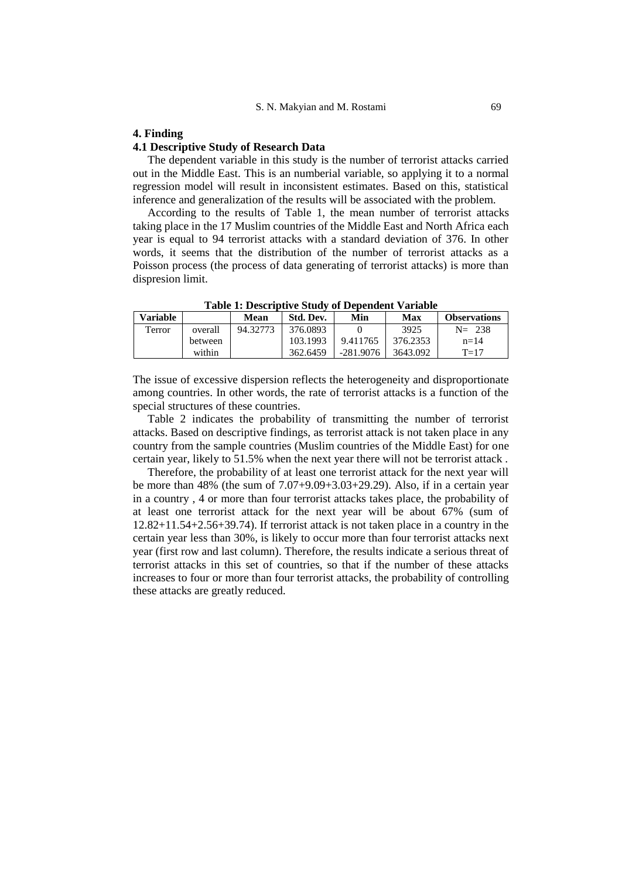## 4. Finding

### 4.1 Descriptive Study of Research Data

The dependent variable in this study is the number of terrorist attacks carried out in the Middle East. This is an numberial variable, so applying it to a normal regression model will result in inconsistent estimates. Based on this, statistical inference and generalization of the results will be associated with the problem.

According to the results of Table 1, the mean number of terrorist attacks taking place in the 17 Muslim countries of the Middle East and North Africa each year is equal to 94 terrorist attacks with a standard deviation of 376. In other words, it seems that the distribution of the number of terrorist attacks as a Poisson process (the process of data generating of terrorist attacks) is more than dispresion limit.

**Table 1: Descriptive Study of Dependent Variable**

| Variable | | Mean | Std. Dev. | Min | Max | Observations |
|---|---|---|---|---|---|---|
| Terror | overall | 94.32773 | 376.0893 | 0 | 3925 | N= 238 |
| | between | | 103.1993 | 9.411765 | 376.2353 | n=14 |
| | within | | 362.6459 | -281.9076 | 3643.092 | T=17 |

The issue of excessive dispersion reflects the heterogeneity and disproportionate among countries. In other words, the rate of terrorist attacks is a function of the special structures of these countries.

Table 2 indicates the probability of transmitting the number of terrorist attacks. Based on descriptive findings, as terrorist attack is not taken place in any country from the sample countries (Muslim countries of the Middle East) for one certain year, likely to 51.5% when the next year there will not be terrorist attack .

Therefore, the probability of at least one terrorist attack for the next year will be more than 48% (the sum of 7.07+9.09+3.03+29.29). Also, if in a certain year in a country , 4 or more than four terrorist attacks takes place, the probability of at least one terrorist attack for the next year will be about 67% (sum of 12.82+11.54+2.56+39.74). If terrorist attack is not taken place in a country in the certain year less than 30%, is likely to occur more than four terrorist attacks next year (first row and last column). Therefore, the results indicate a serious threat of terrorist attacks in this set of countries, so that if the number of these attacks increases to four or more than four terrorist attacks, the probability of controlling these attacks are greatly reduced.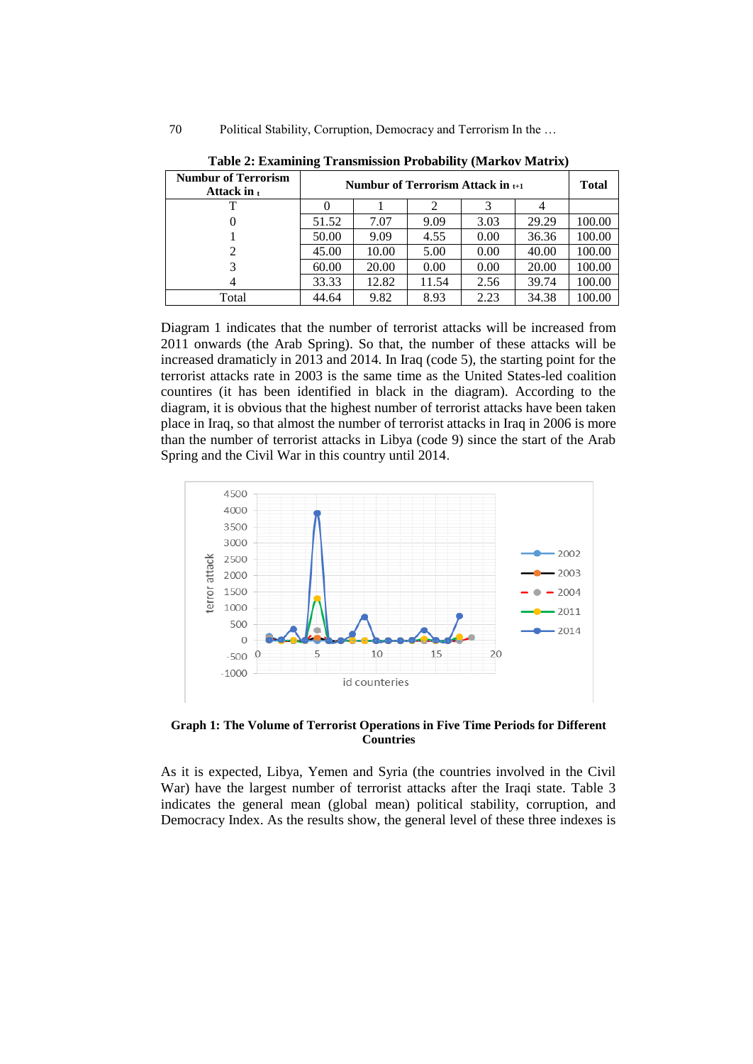**Table 2: Examining Transmission Probability (Markov Matrix)**

| Numbur of Terrorism Attack in $_t$ | Numbur of Terrorism Attack in $_{t+1}$ | | | | | Total |
|---|---|---|---|---|---|---|
| T | 0 | 1 | 2 | 3 | 4 | |
| 0 | 51.52 | 7.07 | 9.09 | 3.03 | 29.29 | 100.00 |
| 1 | 50.00 | 9.09 | 4.55 | 0.00 | 36.36 | 100.00 |
| 2 | 45.00 | 10.00 | 5.00 | 0.00 | 40.00 | 100.00 |
| 3 | 60.00 | 20.00 | 0.00 | 0.00 | 20.00 | 100.00 |
| 4 | 33.33 | 12.82 | 11.54 | 2.56 | 39.74 | 100.00 |
| Total | 44.64 | 9.82 | 8.93 | 2.23 | 34.38 | 100.00 |

Diagram 1 indicates that the number of terrorist attacks will be increased from 2011 onwards (the Arab Spring). So that, the number of these attacks will be increased dramaticly in 2013 and 2014. In Iraq (code 5), the starting point for the terrorist attacks rate in 2003 is the same time as the United States-led coalition countires (it has been identified in black in the diagram). According to the diagram, it is obvious that the highest number of terrorist attacks have been taken place in Iraq, so that almost the number of terrorist attacks in Iraq in 2006 is more than the number of terrorist attacks in Libya (code 9) since the start of the Arab Spring and the Civil War in this country until 2014.

**Graph 1: The Volume of Terrorist Operations in Five Time Periods for Different Countries**

As it is expected, Libya, Yemen and Syria (the countries involved in the Civil War) have the largest number of terrorist attacks after the Iraqi state. Table 3 indicates the general mean (global mean) political stability, corruption, and Democracy Index. As the results show, the general level of these three indexes is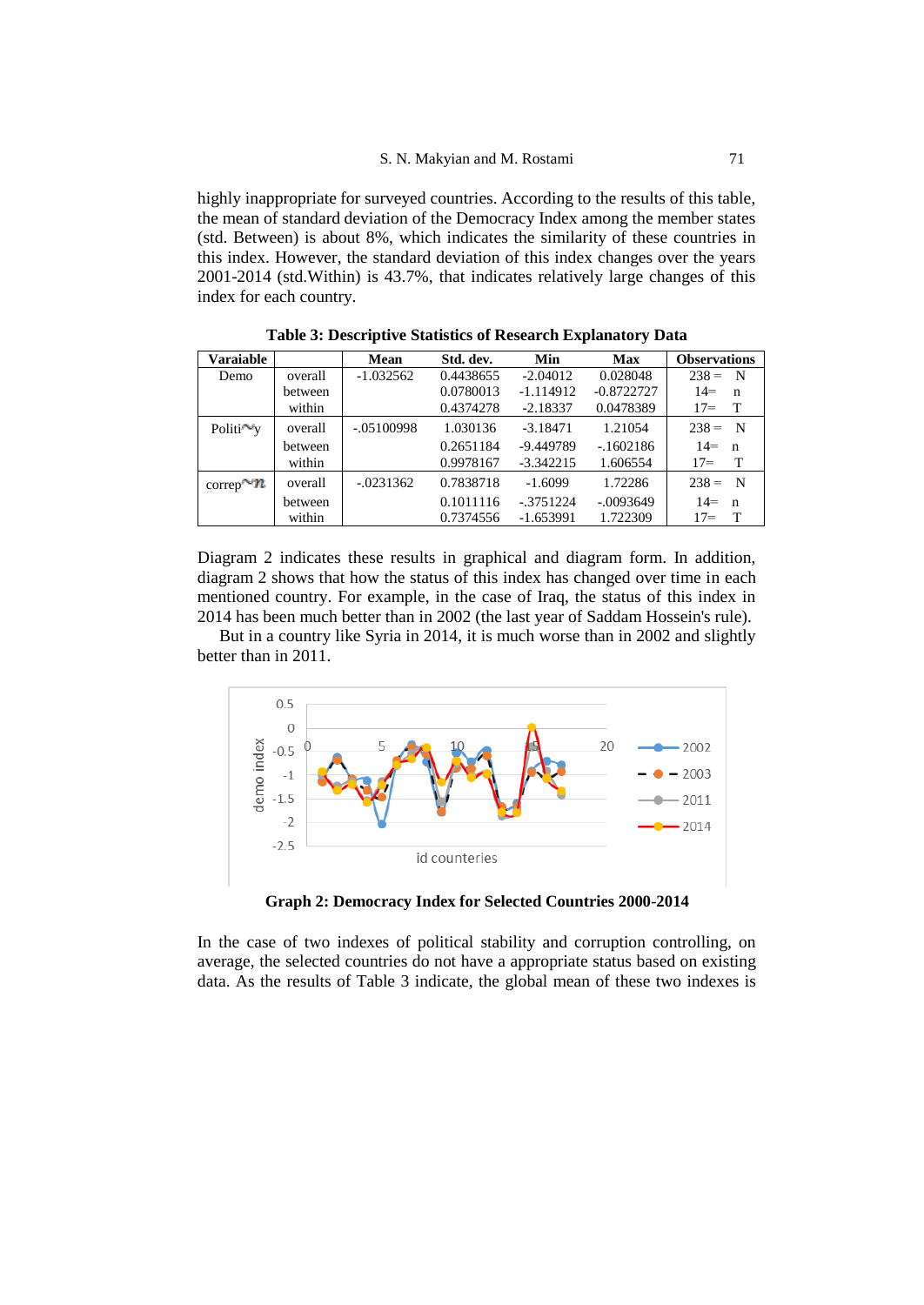highly inappropriate for surveyed countries. According to the results of this table, the mean of standard deviation of the Democracy Index among the member states (std. Between) is about 8%, which indicates the similarity of these countries in this index. However, the standard deviation of this index changes over the years 2001-2014 (std.Within) is 43.7%, that indicates relatively large changes of this index for each country.

**Table 3: Descriptive Statistics of Research Explanatory Data**

| Varaiable | | Mean | Std. dev. | Min | Max | Observations |
|---|---|---|---|---|---|---|
| Demo | overall | -1.032562 | 0.4438655 | -2.04012 | 0.028048 | 238 = N |
| | between | | 0.0780013 | -1.114912 | -0.8722727 | 14= n |
| | within | | 0.4374278 | -2.18337 | 0.0478389 | 17= T |
| Politi~y | overall | -.05100998 | 1.030136 | -3.18471 | 1.21054 | 238 = N |
| | between | | 0.2651184 | -9.449789 | -.1602186 | 14= n |
| | within | | 0.9978167 | -3.342215 | 1.606554 | 17= T |
| correp~n | overall | -.0231362 | 0.7838718 | -1.6099 | 1.72286 | 238 = N |
| | between | | 0.1011116 | -.3751224 | -.0093649 | 14= n |
| | within | | 0.7374556 | -1.653991 | 1.722309 | 17= T |

Diagram 2 indicates these results in graphical and diagram form. In addition, diagram 2 shows that how the status of this index has changed over time in each mentioned country. For example, in the case of Iraq, the status of this index in 2014 has been much better than in 2002 (the last year of Saddam Hossein's rule).

But in a country like Syria in 2014, it is much worse than in 2002 and slightly better than in 2011.

**Graph 2: Democracy Index for Selected Countries 2000-2014**

In the case of two indexes of political stability and corruption controlling, on average, the selected countries do not have a appropriate status based on existing data. As the results of Table 3 indicate, the global mean of these two indexes is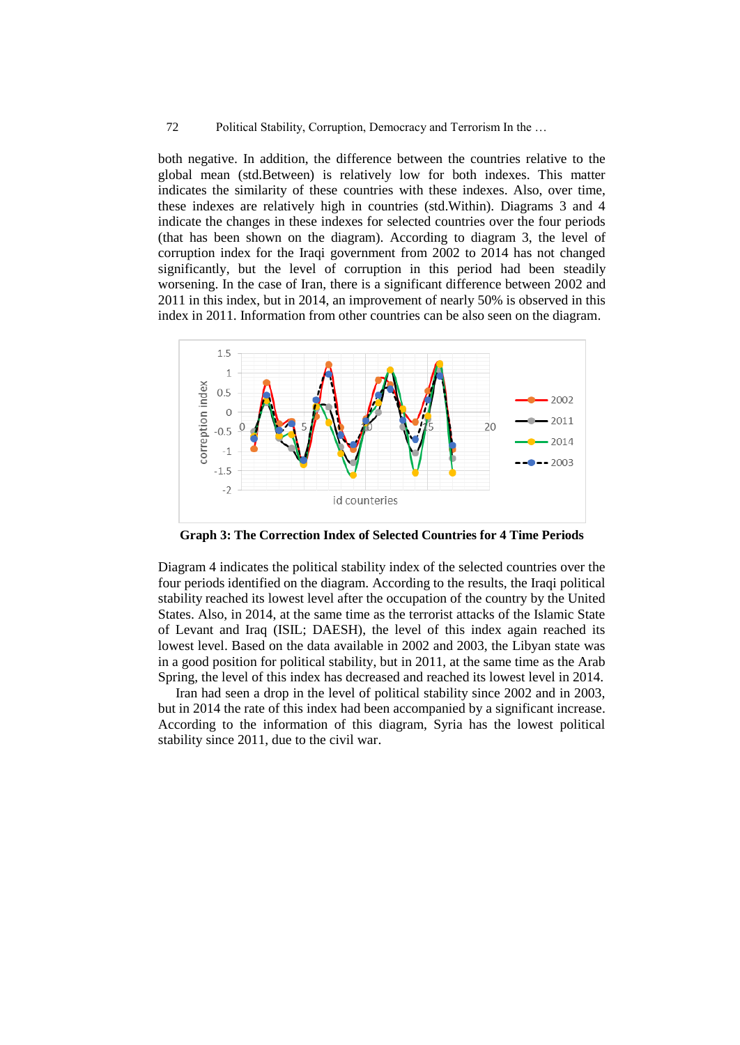both negative. In addition, the difference between the countries relative to the global mean (std.Between) is relatively low for both indexes. This matter indicates the similarity of these countries with these indexes. Also, over time, these indexes are relatively high in countries (std.Within). Diagrams 3 and 4 indicate the changes in these indexes for selected countries over the four periods (that has been shown on the diagram). According to diagram 3, the level of corruption index for the Iraqi government from 2002 to 2014 has not changed significantly, but the level of corruption in this period had been steadily worsening. In the case of Iran, there is a significant difference between 2002 and 2011 in this index, but in 2014, an improvement of nearly 50% is observed in this index in 2011. Information from other countries can be also seen on the diagram.

**Graph 3: The Correction Index of Selected Countries for 4 Time Periods**

Diagram 4 indicates the political stability index of the selected countries over the four periods identified on the diagram. According to the results, the Iraqi political stability reached its lowest level after the occupation of the country by the United States. Also, in 2014, at the same time as the terrorist attacks of the Islamic State of Levant and Iraq (ISIL; DAESH), the level of this index again reached its lowest level. Based on the data available in 2002 and 2003, the Libyan state was in a good position for political stability, but in 2011, at the same time as the Arab Spring, the level of this index has decreased and reached its lowest level in 2014.

Iran had seen a drop in the level of political stability since 2002 and in 2003, but in 2014 the rate of this index had been accompanied by a significant increase. According to the information of this diagram, Syria has the lowest political stability since 2011, due to the civil war.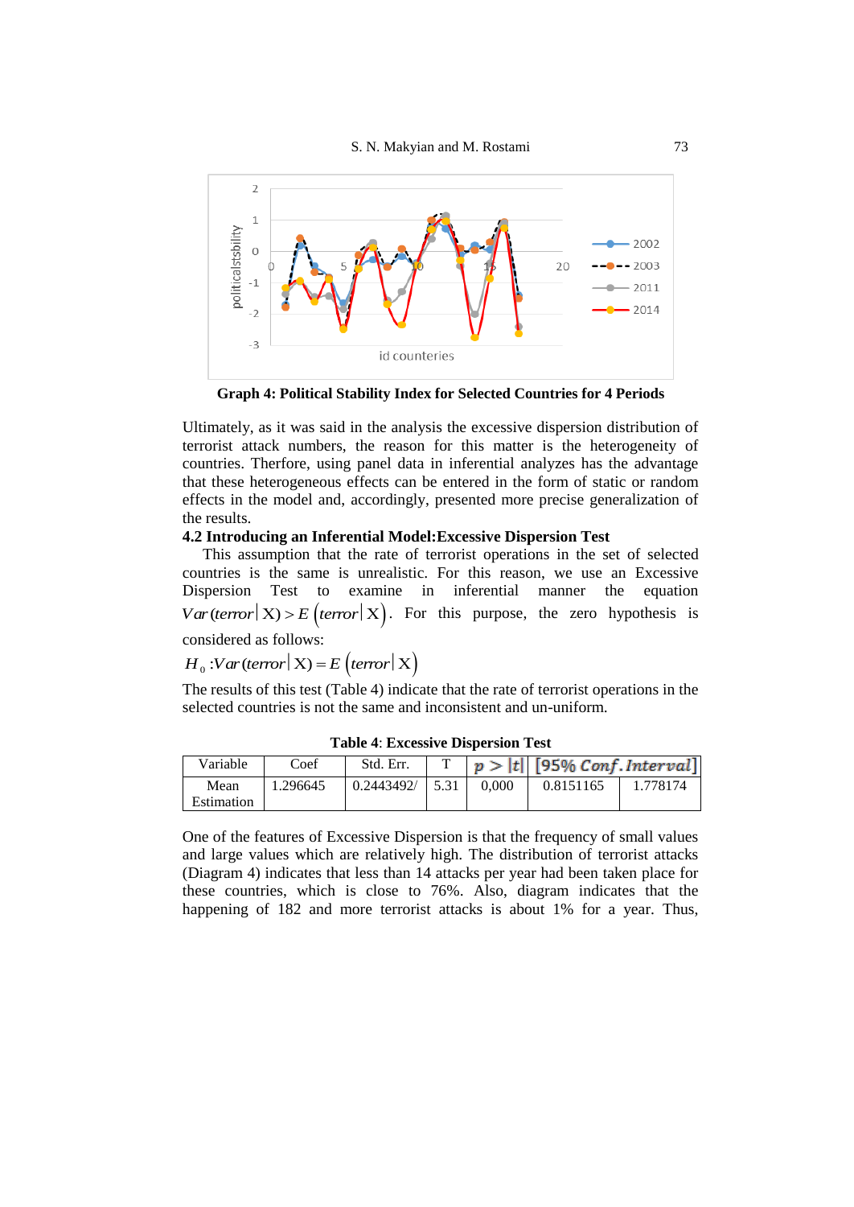**Graph 4: Political Stability Index for Selected Countries for 4 Periods**

Ultimately, as it was said in the analysis the excessive dispersion distribution of terrorist attack numbers, the reason for this matter is the heterogeneity of countries. Therfore, using panel data in inferential analyzes has the advantage that these heterogeneous effects can be entered in the form of static or random effects in the model and, accordingly, presented more precise generalization of the results.

### 4.2 Introducing an Inferential Model:Excessive Dispersion Test

This assumption that the rate of terrorist operations in the set of selected countries is the same is unrealistic. For this reason, we use an Excessive Dispersion Test to examine in inferential manner the equation $Var(terror|\mathrm{X}) > E\left(terror|\mathrm{X}\right)$. For this purpose, the zero hypothesis is considered as follows:

$$H_0 : Var(terror|\mathrm{X}) = E\left(terror|\mathrm{X}\right)$$

The results of this test (Table 4) indicate that the rate of terrorist operations in the selected countries is not the same and inconsistent and un-uniform.

**Table 4**: **Excessive Dispersion Test**

| Variable | Coef | Std. Err. | T | $p > \|t\|$ | [95% Conf. Interval] | |
|---|---|---|---|---|---|---|
| Mean Estimation | 1.296645 | 0.2443492/ | 5.31 | 0,000 | 0.8151165 | 1.778174 |

One of the features of Excessive Dispersion is that the frequency of small values and large values which are relatively high. The distribution of terrorist attacks (Diagram 4) indicates that less than 14 attacks per year had been taken place for these countries, which is close to 76%. Also, diagram indicates that the happening of 182 and more terrorist attacks is about 1% for a year. Thus,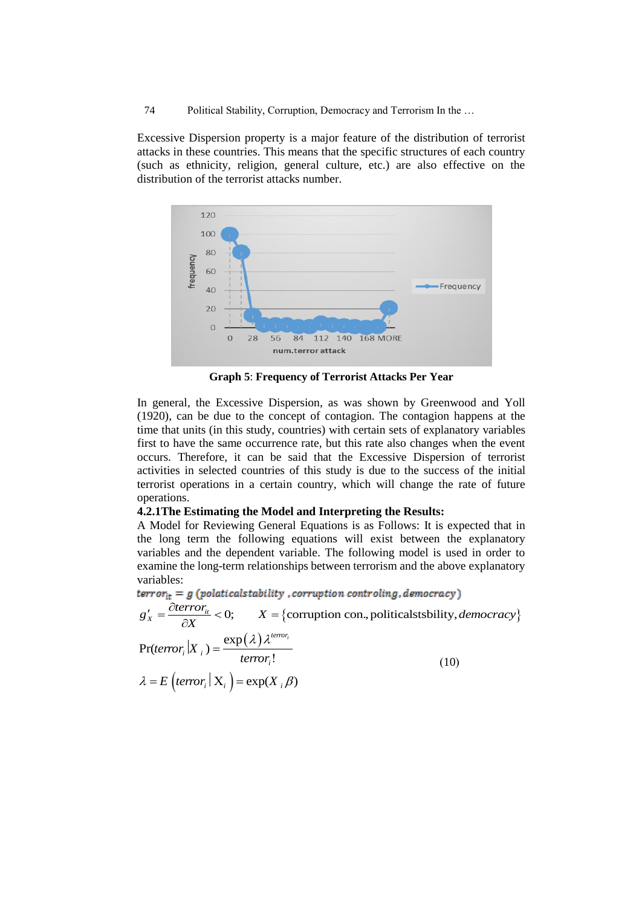Excessive Dispersion property is a major feature of the distribution of terrorist attacks in these countries. This means that the specific structures of each country (such as ethnicity, religion, general culture, etc.) are also effective on the distribution of the terrorist attacks number.

**Graph 5**: **Frequency of Terrorist Attacks Per Year**

In general, the Excessive Dispersion, as was shown by Greenwood and Yoll (1920), can be due to the concept of contagion. The contagion happens at the time that units (in this study, countries) with certain sets of explanatory variables first to have the same occurrence rate, but this rate also changes when the event occurs. Therefore, it can be said that the Excessive Dispersion of terrorist activities in selected countries of this study is due to the success of the initial terrorist operations in a certain country, which will change the rate of future operations.

**4.2.1The Estimating the Model and Interpreting the Results:**

A Model for Reviewing General Equations is as Follows: It is expected that in the long term the following equations will exist between the explanatory variables and the dependent variable. The following model is used in order to examine the long-term relationships between terrorism and the above explanatory variables:

$$terror_{it} = g\,(polaticalstability\ ,corruption\ controling, democracy)$$

$$g'_X = \frac{\partial terror_{it}}{\partial X} < 0; \qquad X = \{\text{corruption con., politicalstsbility}, democracy\}$$

$$\Pr(terror_i | X_i) = \frac{\exp(\lambda)\,\lambda^{terror_i}}{terror_i!} \qquad (10)$$

$$\lambda = E\left(terror_i \,|\, \mathrm{X}_i\right) = \exp(X_i\,\beta)$$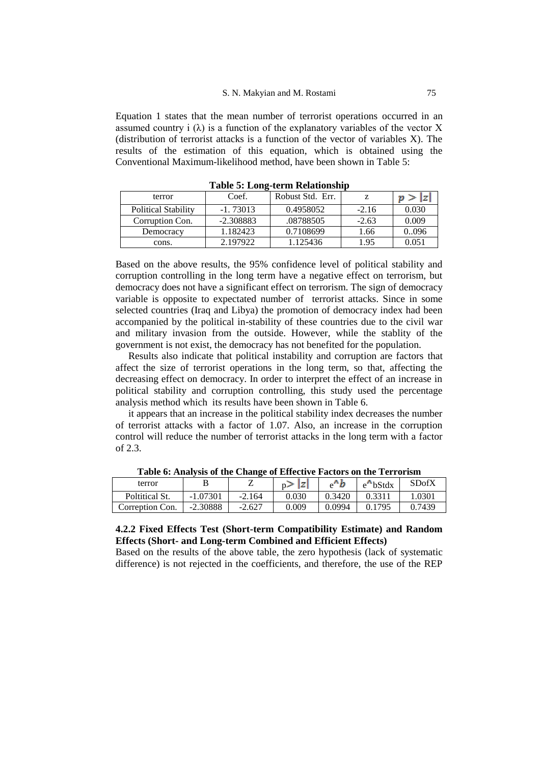Equation 1 states that the mean number of terrorist operations occurred in an assumed country i (λ) is a function of the explanatory variables of the vector X (distribution of terrorist attacks is a function of the vector of variables X). The results of the estimation of this equation, which is obtained using the Conventional Maximum-likelihood method, have been shown in Table 5:

**Table 5: Long-term Relationship**

| terror | Coef. | Robust Std. Err. | z | $p > \lvert z \rvert$ |
|---|---|---|---|---|
| Political Stability | -1. 73013 | 0.4958052 | -2.16 | 0.030 |
| Corruption Con. | -2.308883 | .08788505 | -2.63 | 0.009 |
| Democracy | 1.182423 | 0.7108699 | 1.66 | 0..096 |
| cons. | 2.197922 | 1.125436 | 1.95 | 0.051 |

Based on the above results, the 95% confidence level of political stability and corruption controlling in the long term have a negative effect on terrorism, but democracy does not have a significant effect on terrorism. The sign of democracy variable is opposite to expectated number of terrorist attacks. Since in some selected countries (Iraq and Libya) the promotion of democracy index had been accompanied by the political in-stability of these countries due to the civil war and military invasion from the outside. However, while the stablity of the government is not exist, the democracy has not benefited for the population.

Results also indicate that political instability and corruption are factors that affect the size of terrorist operations in the long term, so that, affecting the decreasing effect on democracy. In order to interpret the effect of an increase in political stability and corruption controlling, this study used the percentage analysis method which its results have been shown in Table 6.

it appears that an increase in the political stability index decreases the number of terrorist attacks with a factor of 1.07. Also, an increase in the corruption control will reduce the number of terrorist attacks in the long term with a factor of 2.3.

**Table 6: Analysis of the Change of Effective Factors on the Terrorism**

| terror | B | Z | $p > \lvert z \rvert$ | $e^{\wedge}b$ | $e^{\wedge}$bStdx | SDofX |
|---|---|---|---|---|---|---|
| Poltitical St. | -1.07301 | -2.164 | 0.030 | 0.3420 | 0.3311 | 1.0301 |
| Correption Con. | -2.30888 | -2.627 | 0.009 | 0.0994 | 0.1795 | 0.7439 |

#### 4.2.2 Fixed Effects Test (Short-term Compatibility Estimate) and Random Effects (Short- and Long-term Combined and Efficient Effects)

Based on the results of the above table, the zero hypothesis (lack of systematic difference) is not rejected in the coefficients, and therefore, the use of the REP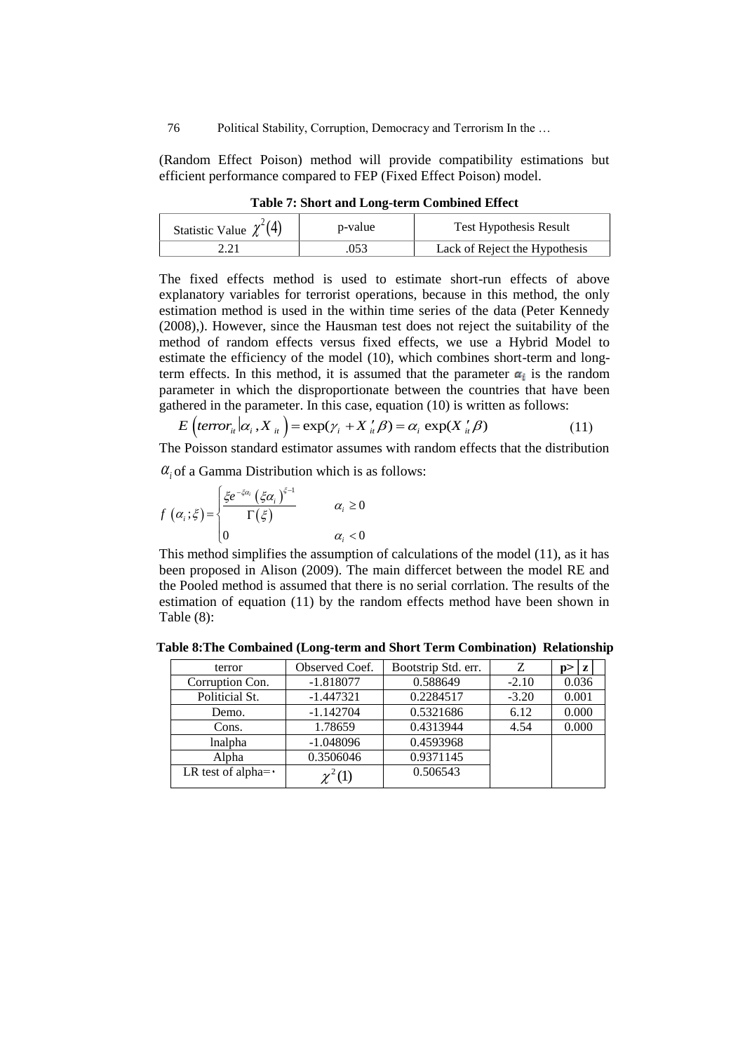(Random Effect Poison) method will provide compatibility estimations but efficient performance compared to FEP (Fixed Effect Poison) model.

**Table 7: Short and Long-term Combined Effect**

| Statistic Value $\chi^2(4)$ | p-value | Test Hypothesis Result |
|---|---|---|
| 2.21 | .053 | Lack of Reject the Hypothesis |

The fixed effects method is used to estimate short-run effects of above explanatory variables for terrorist operations, because in this method, the only estimation method is used in the within time series of the data (Peter Kennedy (2008),). However, since the Hausman test does not reject the suitability of the method of random effects versus fixed effects, we use a Hybrid Model to estimate the efficiency of the model (10), which combines short-term and long-term effects. In this method, it is assumed that the parameter $\alpha_i$ is the random parameter in which the disproportionate between the countries that have been gathered in the parameter. In this case, equation (10) is written as follows:

$$E\left(terror_{it}\,|\alpha_i, X_{it}\right) = \exp(\gamma_i + X'_{it}\beta) = \alpha_i \exp(X'_{it}\beta) \tag{11}$$

The Poisson standard estimator assumes with random effects that the distribution $\alpha_i$ of a Gamma Distribution which is as follows:

$$f\left(\alpha_i;\xi\right) = \begin{cases} \dfrac{\xi e^{-\xi\alpha_i}\left(\xi\alpha_i\right)^{\xi-1}}{\Gamma(\xi)} & \alpha_i \geq 0 \\ 0 & \alpha_i < 0 \end{cases}$$

This method simplifies the assumption of calculations of the model (11), as it has been proposed in Alison (2009). The main differcet between the model RE and the Pooled method is assumed that there is no serial corrlation. The results of the estimation of equation (11) by the random effects method have been shown in Table (8):

**Table 8:The Combained (Long-term and Short Term Combination) Relationship**

| terror | Observed Coef. | Bootstrip Std. err. | Z | p>\|z\| |
|---|---|---|---|---|
| Corruption Con. | -1.818077 | 0.588649 | -2.10 | 0.036 |
| Politicial St. | -1.447321 | 0.2284517 | -3.20 | 0.001 |
| Demo. | -1.142704 | 0.5321686 | 6.12 | 0.000 |
| Cons. | 1.78659 | 0.4313944 | 4.54 | 0.000 |
| lnalpha | -1.048096 | 0.4593968 | | |
| Alpha | 0.3506046 | 0.9371145 | | |
| LR test of alpha=٠ | $\chi^2(1)$ | 0.506543 | | |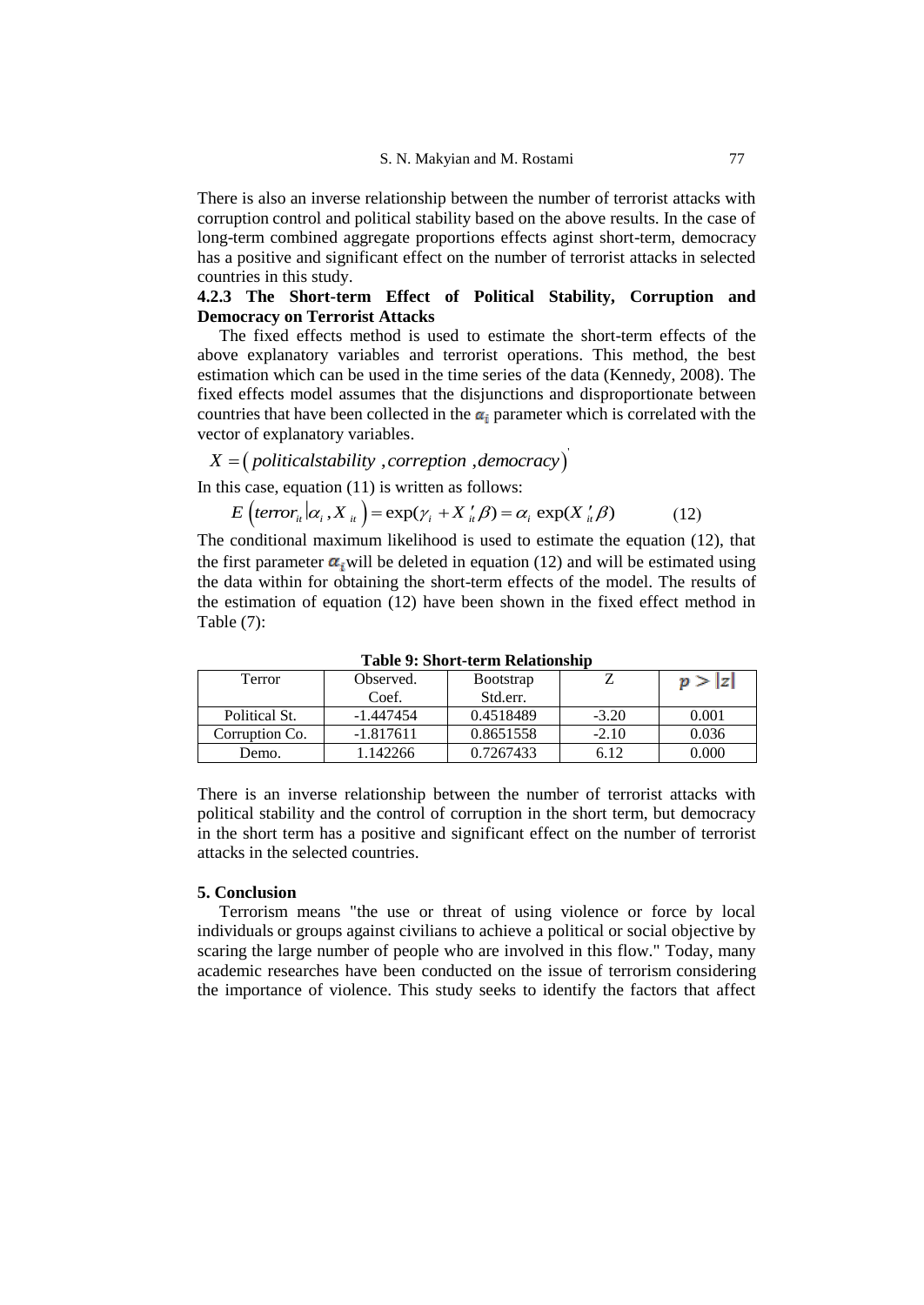There is also an inverse relationship between the number of terrorist attacks with corruption control and political stability based on the above results. In the case of long-term combined aggregate proportions effects aginst short-term, democracy has a positive and significant effect on the number of terrorist attacks in selected countries in this study.

### 4.2.3 The Short-term Effect of Political Stability, Corruption and Democracy on Terrorist Attacks

The fixed effects method is used to estimate the short-term effects of the above explanatory variables and terrorist operations. This method, the best estimation which can be used in the time series of the data (Kennedy, 2008). The fixed effects model assumes that the disjunctions and disproportionate between countries that have been collected in the $\alpha_i$ parameter which is correlated with the vector of explanatory variables.

$$X = \left( politicalstability \ , correption \ , democracy \right)'$$

In this case, equation (11) is written as follows:

$$E\left(terror_{it} \middle| \alpha_i , X_{it}\right) = \exp(\gamma_i + X'_{it}\beta) = \alpha_i \exp(X'_{it}\beta) \qquad (12)$$

The conditional maximum likelihood is used to estimate the equation (12), that the first parameter $\alpha_i$ will be deleted in equation (12) and will be estimated using the data within for obtaining the short-term effects of the model. The results of the estimation of equation (12) have been shown in the fixed effect method in Table (7):

**Table 9: Short-term Relationship**

| Terror | Observed. Coef. | Bootstrap Std.err. | Z | $p > \|z\|$ |
|---|---|---|---|---|
| Political St. | -1.447454 | 0.4518489 | -3.20 | 0.001 |
| Corruption Co. | -1.817611 | 0.8651558 | -2.10 | 0.036 |
| Demo. | 1.142266 | 0.7267433 | 6.12 | 0.000 |

There is an inverse relationship between the number of terrorist attacks with political stability and the control of corruption in the short term, but democracy in the short term has a positive and significant effect on the number of terrorist attacks in the selected countries.

## 5. Conclusion

Terrorism means "the use or threat of using violence or force by local individuals or groups against civilians to achieve a political or social objective by scaring the large number of people who are involved in this flow." Today, many academic researches have been conducted on the issue of terrorism considering the importance of violence. This study seeks to identify the factors that affect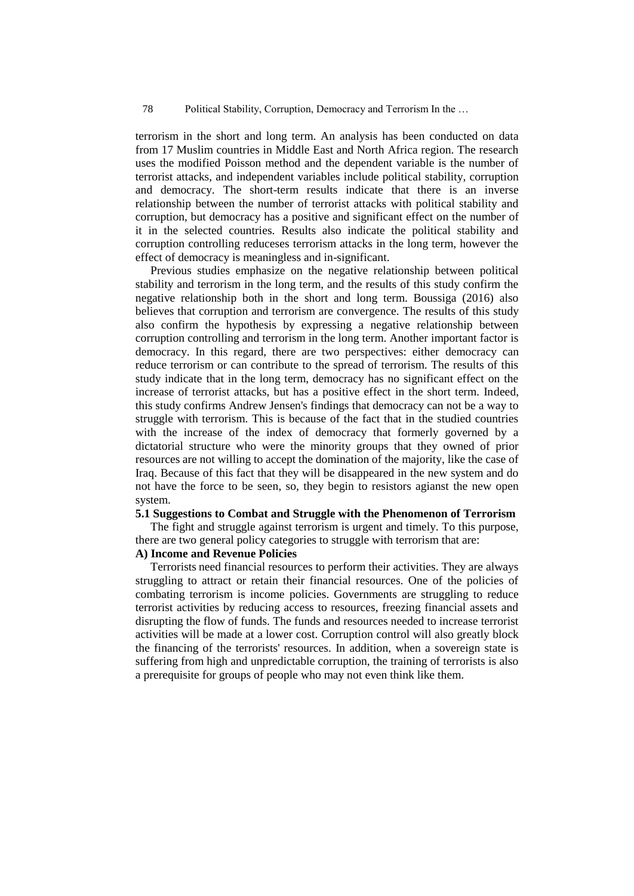terrorism in the short and long term. An analysis has been conducted on data from 17 Muslim countries in Middle East and North Africa region. The research uses the modified Poisson method and the dependent variable is the number of terrorist attacks, and independent variables include political stability, corruption and democracy. The short-term results indicate that there is an inverse relationship between the number of terrorist attacks with political stability and corruption, but democracy has a positive and significant effect on the number of it in the selected countries. Results also indicate the political stability and corruption controlling reduceses terrorism attacks in the long term, however the effect of democracy is meaningless and in-significant.

Previous studies emphasize on the negative relationship between political stability and terrorism in the long term, and the results of this study confirm the negative relationship both in the short and long term. Boussiga (2016) also believes that corruption and terrorism are convergence. The results of this study also confirm the hypothesis by expressing a negative relationship between corruption controlling and terrorism in the long term. Another important factor is democracy. In this regard, there are two perspectives: either democracy can reduce terrorism or can contribute to the spread of terrorism. The results of this study indicate that in the long term, democracy has no significant effect on the increase of terrorist attacks, but has a positive effect in the short term. Indeed, this study confirms Andrew Jensen's findings that democracy can not be a way to struggle with terrorism. This is because of the fact that in the studied countries with the increase of the index of democracy that formerly governed by a dictatorial structure who were the minority groups that they owned of prior resources are not willing to accept the domination of the majority, like the case of Iraq. Because of this fact that they will be disappeared in the new system and do not have the force to be seen, so, they begin to resistors agianst the new open system.

### 5.1 Suggestions to Combat and Struggle with the Phenomenon of Terrorism

The fight and struggle against terrorism is urgent and timely. To this purpose, there are two general policy categories to struggle with terrorism that are:

#### A) Income and Revenue Policies

Terrorists need financial resources to perform their activities. They are always struggling to attract or retain their financial resources. One of the policies of combating terrorism is income policies. Governments are struggling to reduce terrorist activities by reducing access to resources, freezing financial assets and disrupting the flow of funds. The funds and resources needed to increase terrorist activities will be made at a lower cost. Corruption control will also greatly block the financing of the terrorists' resources. In addition, when a sovereign state is suffering from high and unpredictable corruption, the training of terrorists is also a prerequisite for groups of people who may not even think like them.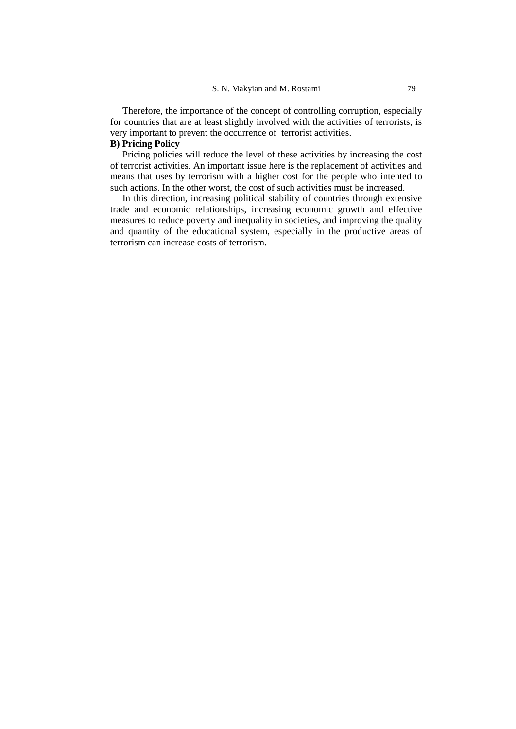Therefore, the importance of the concept of controlling corruption, especially for countries that are at least slightly involved with the activities of terrorists, is very important to prevent the occurrence of terrorist activities.

**B) Pricing Policy**

Pricing policies will reduce the level of these activities by increasing the cost of terrorist activities. An important issue here is the replacement of activities and means that uses by terrorism with a higher cost for the people who intented to such actions. In the other worst, the cost of such activities must be increased.

In this direction, increasing political stability of countries through extensive trade and economic relationships, increasing economic growth and effective measures to reduce poverty and inequality in societies, and improving the quality and quantity of the educational system, especially in the productive areas of terrorism can increase costs of terrorism.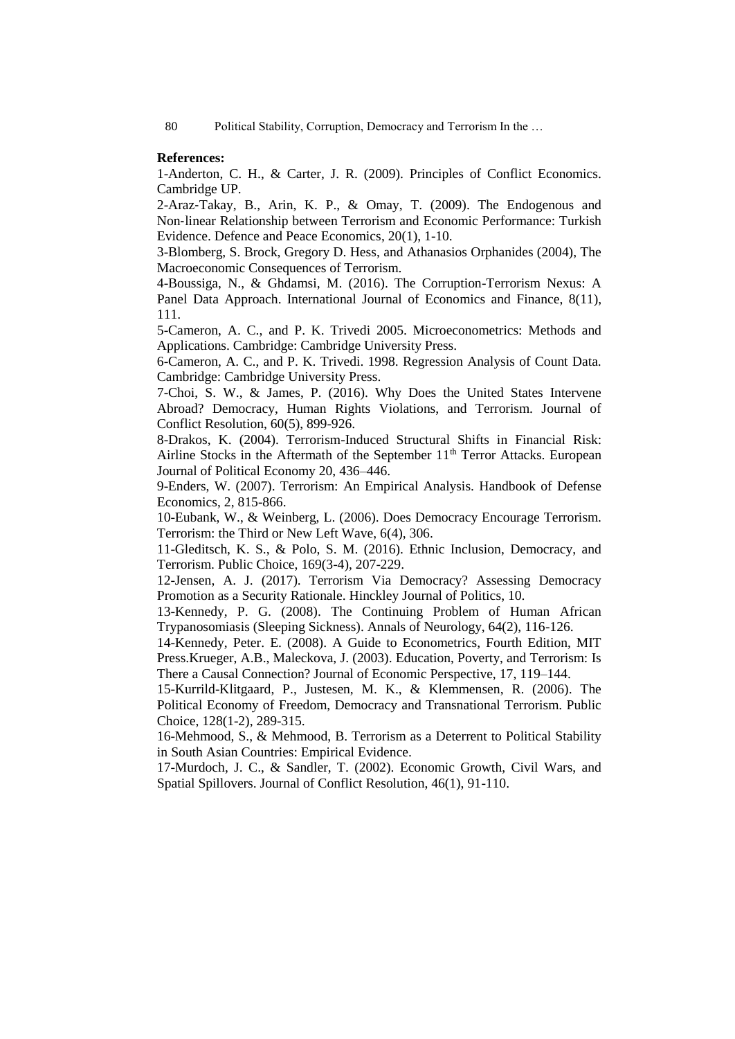**References:**

1-Anderton, C. H., & Carter, J. R. (2009). Principles of Conflict Economics. Cambridge UP.

2-Araz-Takay, B., Arin, K. P., & Omay, T. (2009). The Endogenous and Non-linear Relationship between Terrorism and Economic Performance: Turkish Evidence. Defence and Peace Economics, 20(1), 1-10.

3-Blomberg, S. Brock, Gregory D. Hess, and Athanasios Orphanides (2004), The Macroeconomic Consequences of Terrorism.

4-Boussiga, N., & Ghdamsi, M. (2016). The Corruption-Terrorism Nexus: A Panel Data Approach. International Journal of Economics and Finance, 8(11), 111.

5-Cameron, A. C., and P. K. Trivedi 2005. Microeconometrics: Methods and Applications. Cambridge: Cambridge University Press.

6-Cameron, A. C., and P. K. Trivedi. 1998. Regression Analysis of Count Data. Cambridge: Cambridge University Press.

7-Choi, S. W., & James, P. (2016). Why Does the United States Intervene Abroad? Democracy, Human Rights Violations, and Terrorism. Journal of Conflict Resolution, 60(5), 899-926.

8-Drakos, K. (2004). Terrorism-Induced Structural Shifts in Financial Risk: Airline Stocks in the Aftermath of the September 11th Terror Attacks. European Journal of Political Economy 20, 436–446.

9-Enders, W. (2007). Terrorism: An Empirical Analysis. Handbook of Defense Economics, 2, 815-866.

10-Eubank, W., & Weinberg, L. (2006). Does Democracy Encourage Terrorism. Terrorism: the Third or New Left Wave, 6(4), 306.

11-Gleditsch, K. S., & Polo, S. M. (2016). Ethnic Inclusion, Democracy, and Terrorism. Public Choice, 169(3-4), 207-229.

12-Jensen, A. J. (2017). Terrorism Via Democracy? Assessing Democracy Promotion as a Security Rationale. Hinckley Journal of Politics, 10.

13-Kennedy, P. G. (2008). The Continuing Problem of Human African Trypanosomiasis (Sleeping Sickness). Annals of Neurology, 64(2), 116-126.

14-Kennedy, Peter. E. (2008). A Guide to Econometrics, Fourth Edition, MIT Press.Krueger, A.B., Maleckova, J. (2003). Education, Poverty, and Terrorism: Is There a Causal Connection? Journal of Economic Perspective, 17, 119–144.

15-Kurrild-Klitgaard, P., Justesen, M. K., & Klemmensen, R. (2006). The Political Economy of Freedom, Democracy and Transnational Terrorism. Public Choice, 128(1-2), 289-315.

16-Mehmood, S., & Mehmood, B. Terrorism as a Deterrent to Political Stability in South Asian Countries: Empirical Evidence.

17-Murdoch, J. C., & Sandler, T. (2002). Economic Growth, Civil Wars, and Spatial Spillovers. Journal of Conflict Resolution, 46(1), 91-110.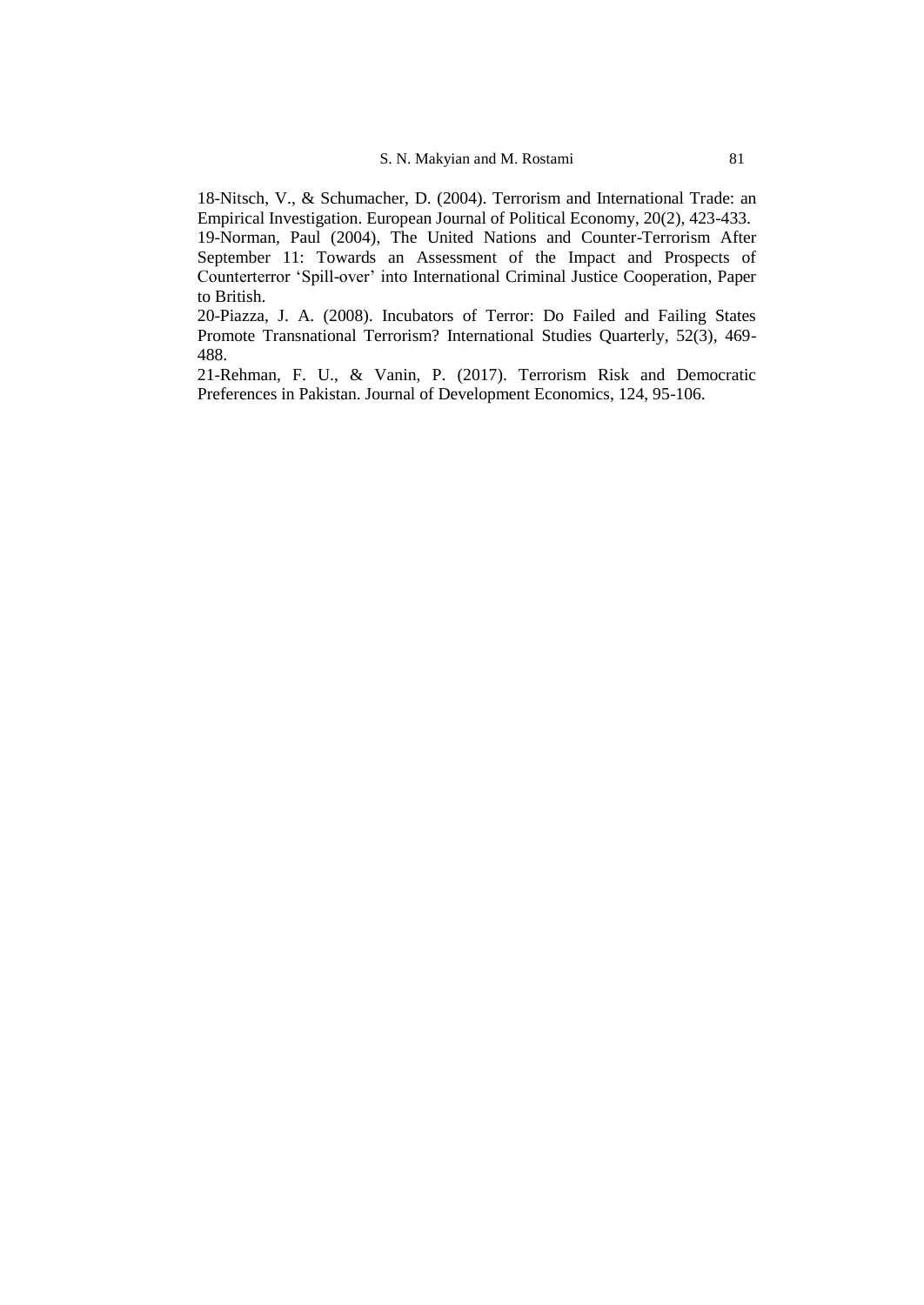18-Nitsch, V., & Schumacher, D. (2004). Terrorism and International Trade: an Empirical Investigation. European Journal of Political Economy, 20(2), 423-433.

19-Norman, Paul (2004), The United Nations and Counter-Terrorism After September 11: Towards an Assessment of the Impact and Prospects of Counterterror 'Spill-over' into International Criminal Justice Cooperation, Paper to British.

20-Piazza, J. A. (2008). Incubators of Terror: Do Failed and Failing States Promote Transnational Terrorism? International Studies Quarterly, 52(3), 469-488.

21-Rehman, F. U., & Vanin, P. (2017). Terrorism Risk and Democratic Preferences in Pakistan. Journal of Development Economics, 124, 95-106.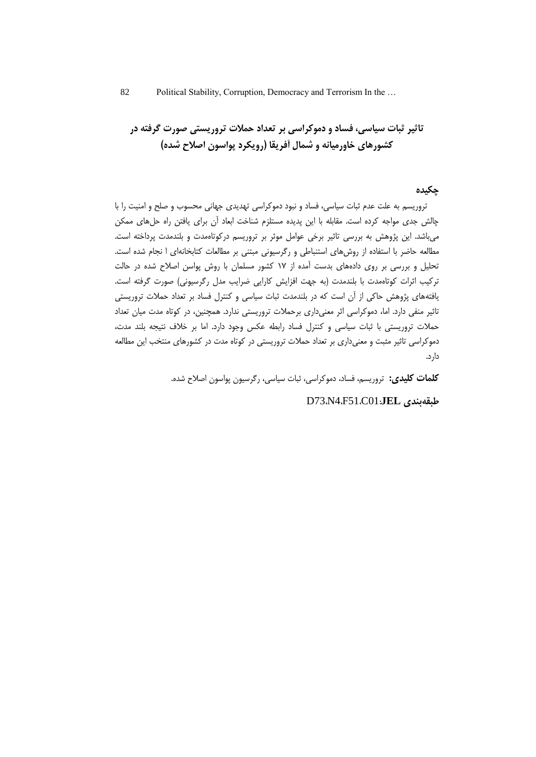# تاثیر ثبات سیاسی، فساد و دموکراسی بر تعداد حملات تروریستی صورت گرفته در کشورهای خاورمیانه و شمال آفریقا (رویکرد پواسون اصلاح شده)

## چکیده

تروریسم به علت عدم ثبات سیاسی، فساد و نبود دموکراسی تهدیدی جهانی محسوب و صلح و امنیت را با چالش جدی مواجه کرده است. مقابله با این پدیده مستلزم شناخت ابعاد آن برای یافتن راه حل‌های ممکن می‌باشد. این پژوهش به بررسی تاثیر برخی عوامل موثر بر تروریسم درکوتاه‌مدت و بلندمدت پرداخته است. مطالعه حاضر با استفاده از روش‌های استنباطی و رگرسیونی مبتنی بر مطالعات کتابخانه‌ای ا نجام شده است. تحلیل و بررسی بر روی داده‌های بدست آمده از ۱۷ کشور مسلمان با روش پواسن اصلاح شده در حالت ترکیب اثرات کوتاه‌مدت با بلندمدت (به جهت افزایش کارایی ضرایب مدل رگرسیونی) صورت گرفته است. یافته‌های پژوهش حاکی از آن است که در بلندمدت ثبات سیاسی و کنترل فساد بر تعداد حملات تروریستی تاثیر منفی دارد. اما، دموکراسی اثر معنی‌داری برحملات تروریستی ندارد. همچنین، در کوتاه مدت میان تعداد حملات تروریستی با ثبات سیاسی و کنترل فساد رابطه عکس وجود دارد. اما بر خلاف نتیجه بلند مدت، دموکراسی تاثیر مثبت و معنی‌داری بر تعداد حملات تروریستی در کوتاه مدت در کشورهای منتخب این مطالعه دارد.

**کلمات کلیدی:** تروریسم، فساد، دموکراسی، ثبات سیاسی، رگرسیون پواسون اصلاح شده.

**طبقه‌بندی JEL:** D73،N4،F51،C01